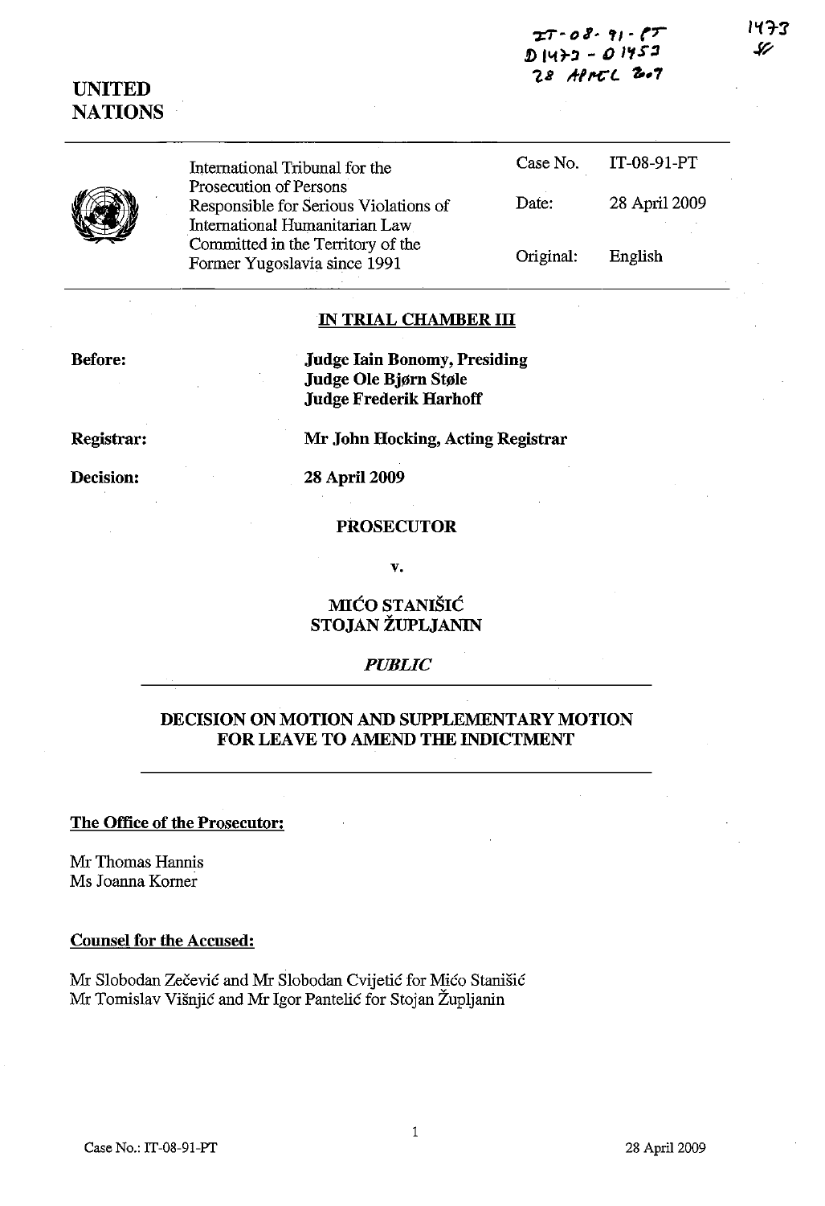IT-08-91-PT
D1473 - D1453
28 APRIL 2009

1473

**UNITED NATIONS**

| | | |
|---|---|---|
| International Tribunal for the Prosecution of Persons Responsible for Serious Violations of International Humanitarian Law Committed in the Territory of the Former Yugoslavia since 1991 | Case No. | IT-08-91-PT |
| | Date: | 28 April 2009 |
| | Original: | English |

**IN TRIAL CHAMBER III**

**Before:** **Judge Iain Bonomy, Presiding**
**Judge Ole Bjørn Støle**
**Judge Frederik Harhoff**

**Registrar:** **Mr John Hocking, Acting Registrar**

**Decision:** **28 April 2009**

**PROSECUTOR**

**v.**

**MIĆO STANIŠIĆ**
**STOJAN ŽUPLJANIN**

*PUBLIC*

**DECISION ON MOTION AND SUPPLEMENTARY MOTION FOR LEAVE TO AMEND THE INDICTMENT**

**The Office of the Prosecutor:**

Mr Thomas Hannis
Ms Joanna Korner

**Counsel for the Accused:**

Mr Slobodan Zečević and Mr Slobodan Cvijetić for Mićo Stanišić
Mr Tomislav Višnjić and Mr Igor Pantelić for Stojan Župljanin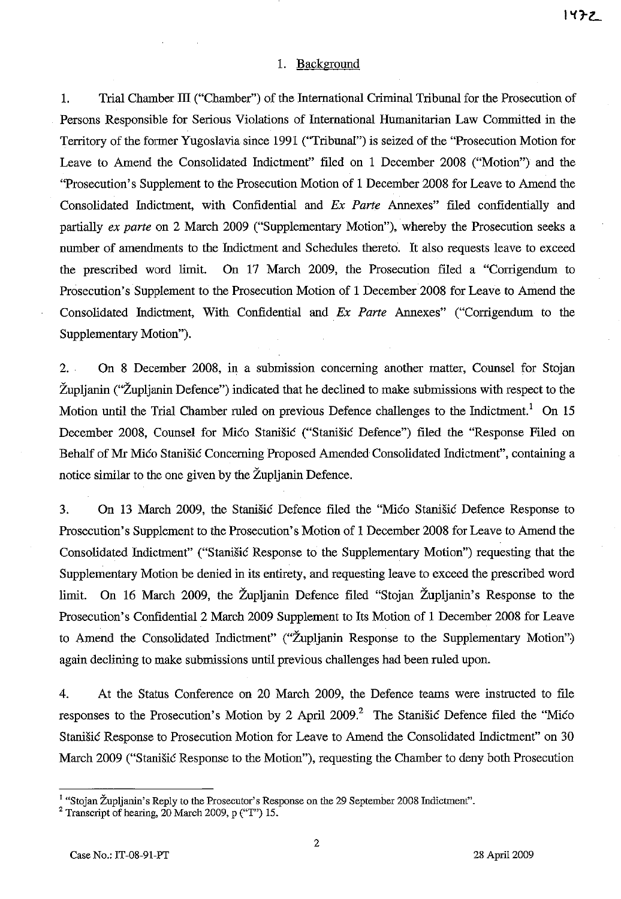## 1. Background

1. Trial Chamber III ("Chamber") of the International Criminal Tribunal for the Prosecution of Persons Responsible for Serious Violations of International Humanitarian Law Committed in the Territory of the former Yugoslavia since 1991 ("Tribunal") is seized of the "Prosecution Motion for Leave to Amend the Consolidated Indictment" filed on 1 December 2008 ("Motion") and the "Prosecution's Supplement to the Prosecution Motion of 1 December 2008 for Leave to Amend the Consolidated Indictment, with Confidential and *Ex Parte* Annexes" filed confidentially and partially *ex parte* on 2 March 2009 ("Supplementary Motion"), whereby the Prosecution seeks a number of amendments to the Indictment and Schedules thereto. It also requests leave to exceed the prescribed word limit. On 17 March 2009, the Prosecution filed a "Corrigendum to Prosecution's Supplement to the Prosecution Motion of 1 December 2008 for Leave to Amend the Consolidated Indictment, With Confidential and *Ex Parte* Annexes" ("Corrigendum to the Supplementary Motion").

2. On 8 December 2008, in a submission concerning another matter, Counsel for Stojan Župljanin ("Župljanin Defence") indicated that he declined to make submissions with respect to the Motion until the Trial Chamber ruled on previous Defence challenges to the Indictment.[1] On 15 December 2008, Counsel for Mićo Stanišić ("Stanišić Defence") filed the "Response Filed on Behalf of Mr Mićo Stanišić Concerning Proposed Amended Consolidated Indictment", containing a notice similar to the one given by the Župljanin Defence.

3. On 13 March 2009, the Stanišić Defence filed the "Mićo Stanišić Defence Response to Prosecution's Supplement to the Prosecution's Motion of 1 December 2008 for Leave to Amend the Consolidated Indictment" ("Stanišić Response to the Supplementary Motion") requesting that the Supplementary Motion be denied in its entirety, and requesting leave to exceed the prescribed word limit. On 16 March 2009, the Župljanin Defence filed "Stojan Župljanin's Response to the Prosecution's Confidential 2 March 2009 Supplement to Its Motion of 1 December 2008 for Leave to Amend the Consolidated Indictment" ("Župljanin Response to the Supplementary Motion") again declining to make submissions until previous challenges had been ruled upon.

4. At the Status Conference on 20 March 2009, the Defence teams were instructed to file responses to the Prosecution's Motion by 2 April 2009.[2] The Stanišić Defence filed the "Mićo Stanišić Response to Prosecution Motion for Leave to Amend the Consolidated Indictment" on 30 March 2009 ("Stanišić Response to the Motion"), requesting the Chamber to deny both Prosecution

---

[1] "Stojan Župljanin's Reply to the Prosecutor's Response on the 29 September 2008 Indictment".

[2] Transcript of hearing, 20 March 2009, p ("T") 15.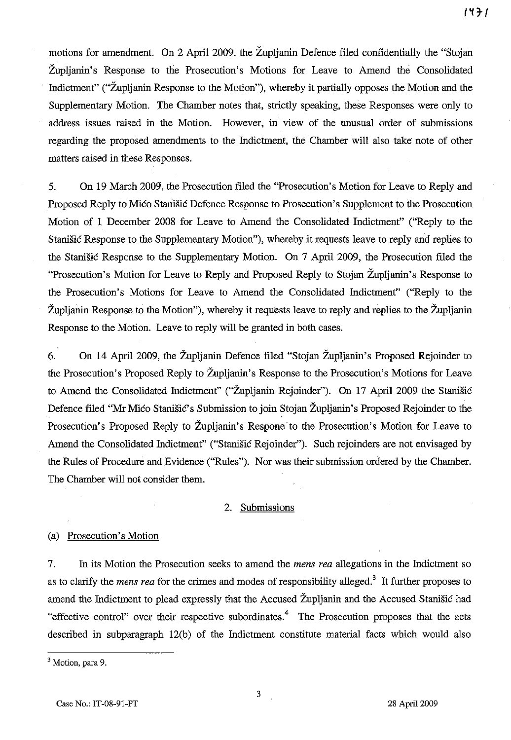motions for amendment. On 2 April 2009, the Župljanin Defence filed confidentially the "Stojan Župljanin's Response to the Prosecution's Motions for Leave to Amend the Consolidated Indictment" ("Župljanin Response to the Motion"), whereby it partially opposes the Motion and the Supplementary Motion. The Chamber notes that, strictly speaking, these Responses were only to address issues raised in the Motion. However, in view of the unusual order of submissions regarding the proposed amendments to the Indictment, the Chamber will also take note of other matters raised in these Responses.

5. On 19 March 2009, the Prosecution filed the "Prosecution's Motion for Leave to Reply and Proposed Reply to Mićo Stanišić Defence Response to Prosecution's Supplement to the Prosecution Motion of 1 December 2008 for Leave to Amend the Consolidated Indictment" ("Reply to the Stanišić Response to the Supplementary Motion"), whereby it requests leave to reply and replies to the Stanišić Response to the Supplementary Motion. On 7 April 2009, the Prosecution filed the "Prosecution's Motion for Leave to Reply and Proposed Reply to Stojan Župljanin's Response to the Prosecution's Motions for Leave to Amend the Consolidated Indictment" ("Reply to the Župljanin Response to the Motion"), whereby it requests leave to reply and replies to the Župljanin Response to the Motion. Leave to reply will be granted in both cases.

6. On 14 April 2009, the Župljanin Defence filed "Stojan Župljanin's Proposed Rejoinder to the Prosecution's Proposed Reply to Župljanin's Response to the Prosecution's Motions for Leave to Amend the Consolidated Indictment" ("Župljanin Rejoinder"). On 17 April 2009 the Stanišić Defence filed "Mr Mićo Stanišić's Submission to join Stojan Župljanin's Proposed Rejoinder to the Prosecution's Proposed Reply to Župljanin's Respone to the Prosecution's Motion for Leave to Amend the Consolidated Indictment" ("Stanišić Rejoinder"). Such rejoinders are not envisaged by the Rules of Procedure and Evidence ("Rules"). Nor was their submission ordered by the Chamber. The Chamber will not consider them.

## 2. Submissions

### (a) Prosecution's Motion

7. In its Motion the Prosecution seeks to amend the *mens rea* allegations in the Indictment so as to clarify the *mens rea* for the crimes and modes of responsibility alleged.[3] It further proposes to amend the Indictment to plead expressly that the Accused Župljanin and the Accused Stanišić had "effective control" over their respective subordinates.[4] The Prosecution proposes that the acts described in subparagraph 12(b) of the Indictment constitute material facts which would also

---

[3] Motion, para 9.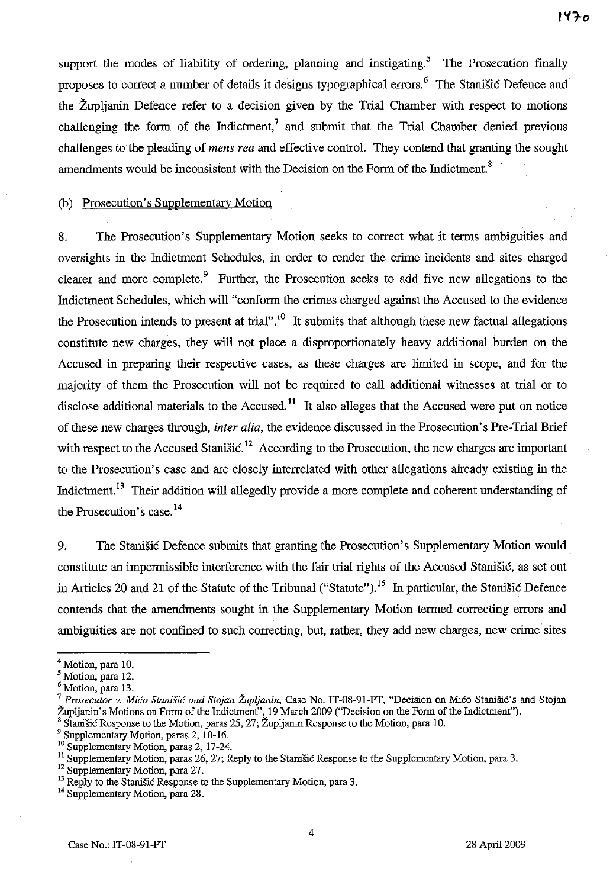support the modes of liability of ordering, planning and instigating.[5] The Prosecution finally proposes to correct a number of details it designs typographical errors.[6] The Stanišić Defence and the Župljanin Defence refer to a decision given by the Trial Chamber with respect to motions challenging the form of the Indictment,[7] and submit that the Trial Chamber denied previous challenges to the pleading of *mens rea* and effective control. They contend that granting the sought amendments would be inconsistent with the Decision on the Form of the Indictment.[8]

(b) Prosecution's Supplementary Motion

8. The Prosecution's Supplementary Motion seeks to correct what it terms ambiguities and oversights in the Indictment Schedules, in order to render the crime incidents and sites charged clearer and more complete.[9] Further, the Prosecution seeks to add five new allegations to the Indictment Schedules, which will "conform the crimes charged against the Accused to the evidence the Prosecution intends to present at trial".[10] It submits that although these new factual allegations constitute new charges, they will not place a disproportionately heavy additional burden on the Accused in preparing their respective cases, as these charges are limited in scope, and for the majority of them the Prosecution will not be required to call additional witnesses at trial or to disclose additional materials to the Accused.[11] It also alleges that the Accused were put on notice of these new charges through, *inter alia*, the evidence discussed in the Prosecution's Pre-Trial Brief with respect to the Accused Stanišić.[12] According to the Prosecution, the new charges are important to the Prosecution's case and are closely interrelated with other allegations already existing in the Indictment.[13] Their addition will allegedly provide a more complete and coherent understanding of the Prosecution's case.[14]

9. The Stanišić Defence submits that granting the Prosecution's Supplementary Motion would constitute an impermissible interference with the fair trial rights of the Accused Stanišić, as set out in Articles 20 and 21 of the Statute of the Tribunal ("Statute").[15] In particular, the Stanišić Defence contends that the amendments sought in the Supplementary Motion termed correcting errors and ambiguities are not confined to such correcting, but, rather, they add new charges, new crime sites

---

[4] Motion, para 10.
[5] Motion, para 12.
[6] Motion, para 13.
[7] *Prosecutor v. Mićo Stanišić and Stojan Župljanin*, Case No. IT-08-91-PT, "Decision on Mićo Stanišić's and Stojan Župljanin's Motions on Form of the Indictment", 19 March 2009 ("Decision on the Form of the Indictment").
[8] Stanišić Response to the Motion, paras 25, 27; Župljanin Response to the Motion, para 10.
[9] Supplementary Motion, paras 2, 10-16.
[10] Supplementary Motion, paras 2, 17-24.
[11] Supplementary Motion, paras 26, 27; Reply to the Stanišić Response to the Supplementary Motion, para 3.
[12] Supplementary Motion, para 27.
[13] Reply to the Stanišić Response to the Supplementary Motion, para 3.
[14] Supplementary Motion, para 28.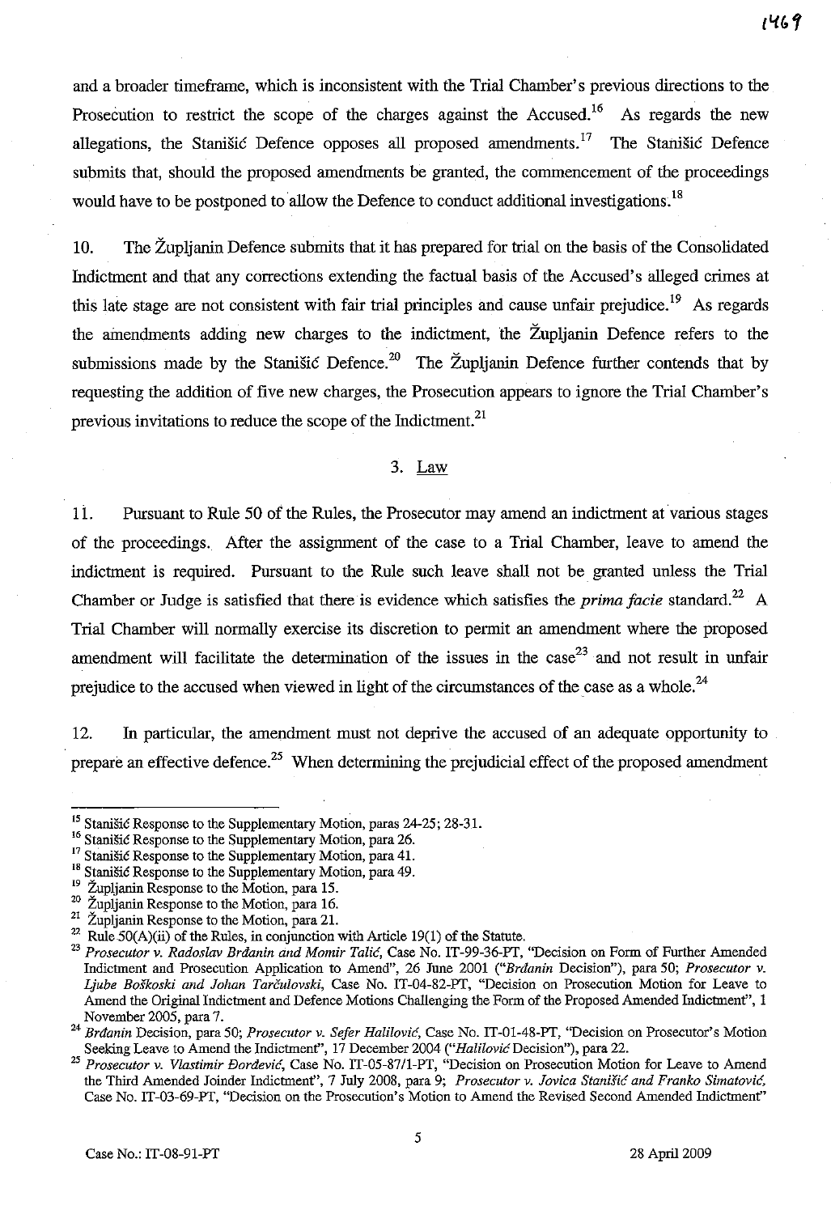and a broader timeframe, which is inconsistent with the Trial Chamber's previous directions to the Prosecution to restrict the scope of the charges against the Accused.[16] As regards the new allegations, the Stanišić Defence opposes all proposed amendments.[17] The Stanišić Defence submits that, should the proposed amendments be granted, the commencement of the proceedings would have to be postponed to allow the Defence to conduct additional investigations.[18]

10. The Župljanin Defence submits that it has prepared for trial on the basis of the Consolidated Indictment and that any corrections extending the factual basis of the Accused's alleged crimes at this late stage are not consistent with fair trial principles and cause unfair prejudice.[19] As regards the amendments adding new charges to the indictment, the Župljanin Defence refers to the submissions made by the Stanišić Defence.[20] The Župljanin Defence further contends that by requesting the addition of five new charges, the Prosecution appears to ignore the Trial Chamber's previous invitations to reduce the scope of the Indictment.[21]

### 3. Law

11. Pursuant to Rule 50 of the Rules, the Prosecutor may amend an indictment at various stages of the proceedings. After the assignment of the case to a Trial Chamber, leave to amend the indictment is required. Pursuant to the Rule such leave shall not be granted unless the Trial Chamber or Judge is satisfied that there is evidence which satisfies the *prima facie* standard.[22] A Trial Chamber will normally exercise its discretion to permit an amendment where the proposed amendment will facilitate the determination of the issues in the case[23] and not result in unfair prejudice to the accused when viewed in light of the circumstances of the case as a whole.[24]

12. In particular, the amendment must not deprive the accused of an adequate opportunity to prepare an effective defence.[25] When determining the prejudicial effect of the proposed amendment

---

[15] Stanišić Response to the Supplementary Motion, paras 24-25; 28-31.

[16] Stanišić Response to the Supplementary Motion, para 26.

[17] Stanišić Response to the Supplementary Motion, para 41.

[18] Stanišić Response to the Supplementary Motion, para 49.

[19] Župljanin Response to the Motion, para 15.

[20] Župljanin Response to the Motion, para 16.

[21] Župljanin Response to the Motion, para 21.

[22] Rule 50(A)(ii) of the Rules, in conjunction with Article 19(1) of the Statute.

[23] *Prosecutor v. Radoslav Brđanin and Momir Talić*, Case No. IT-99-36-PT, "Decision on Form of Further Amended Indictment and Prosecution Application to Amend", 26 June 2001 ("*Brđanin* Decision"), para 50; *Prosecutor v. Ljube Boškoski and Johan Tarčulovski*, Case No. IT-04-82-PT, "Decision on Prosecution Motion for Leave to Amend the Original Indictment and Defence Motions Challenging the Form of the Proposed Amended Indictment", 1 November 2005, para 7.

[24] *Brđanin* Decision, para 50; *Prosecutor v. Sefer Halilović*, Case No. IT-01-48-PT, "Decision on Prosecutor's Motion Seeking Leave to Amend the Indictment", 17 December 2004 ("*Halilović* Decision"), para 22.

[25] *Prosecutor v. Vlastimir Đorđević*, Case No. IT-05-87/1-PT, "Decision on Prosecution Motion for Leave to Amend the Third Amended Joinder Indictment", 7 July 2008, para 9; *Prosecutor v. Jovica Stanišić and Franko Simatović*, Case No. IT-03-69-PT, "Decision on the Prosecution's Motion to Amend the Revised Second Amended Indictment"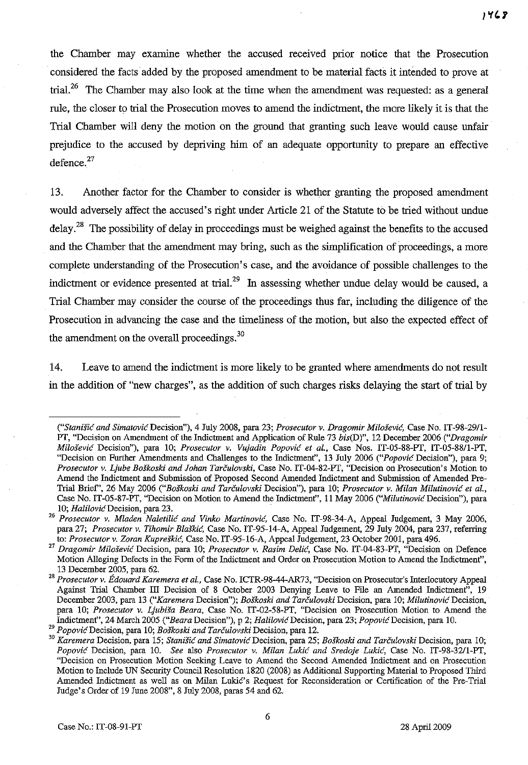the Chamber may examine whether the accused received prior notice that the Prosecution considered the facts added by the proposed amendment to be material facts it intended to prove at trial.[26] The Chamber may also look at the time when the amendment was requested: as a general rule, the closer to trial the Prosecution moves to amend the indictment, the more likely it is that the Trial Chamber will deny the motion on the ground that granting such leave would cause unfair prejudice to the accused by depriving him of an adequate opportunity to prepare an effective defence.[27]

13. Another factor for the Chamber to consider is whether granting the proposed amendment would adversely affect the accused's right under Article 21 of the Statute to be tried without undue delay.[28] The possibility of delay in proceedings must be weighed against the benefits to the accused and the Chamber that the amendment may bring, such as the simplification of proceedings, a more complete understanding of the Prosecution's case, and the avoidance of possible challenges to the indictment or evidence presented at trial.[29] In assessing whether undue delay would be caused, a Trial Chamber may consider the course of the proceedings thus far, including the diligence of the Prosecution in advancing the case and the timeliness of the motion, but also the expected effect of the amendment on the overall proceedings.[30]

14. Leave to amend the indictment is more likely to be granted where amendments do not result in the addition of "new charges", as the addition of such charges risks delaying the start of trial by

---

("*Stanišić and Simatović* Decision"), 4 July 2008, para 23; *Prosecutor v. Dragomir Milošević*, Case No. IT-98-29/1-PT, "Decision on Amendment of the Indictment and Application of Rule 73 *bis*(D)", 12 December 2006 ("*Dragomir Milošević* Decision"), para 10; *Prosecutor v. Vujadin Popović et al.*, Case Nos. IT-05-88-PT, IT-05-88/1-PT, "Decision on Further Amendments and Challenges to the Indictment", 13 July 2006 ("*Popović* Decision"), para 9; *Prosecutor v. Ljube Boškoski and Johan Tarčulovski*, Case No. IT-04-82-PT, "Decision on Prosecution's Motion to Amend the Indictment and Submission of Proposed Second Amended Indictment and Submission of Amended Pre-Trial Brief", 26 May 2006 ("*Boškoski and Tarčulovski* Decision"), para 10; *Prosecutor v. Milan Milutinović et al.*, Case No. IT-05-87-PT, "Decision on Motion to Amend the Indictment", 11 May 2006 ("*Milutinović* Decision"), para 10; *Halilović* Decision, para 23.

[26] *Prosecutor v. Mladen Naletilić and Vinko Martinović*, Case No. IT-98-34-A, Appeal Judgement, 3 May 2006, para 27; *Prosecutor v. Tihomir Blaškić*, Case No. IT-95-14-A, Appeal Judgement, 29 July 2004, para 237, referring to: *Prosecutor v. Zoran Kupreškić*, Case No. IT-95-16-A, Appeal Judgement, 23 October 2001, para 496.

[27] *Dragomir Milošević* Decision, para 10; *Prosecutor v. Rasim Delić*, Case No. IT-04-83-PT, "Decision on Defence Motion Alleging Defects in the Form of the Indictment and Order on Prosecution Motion to Amend the Indictment", 13 December 2005, para 62.

[28] *Prosecutor v. Édouard Karemera et al.*, Case No. ICTR-98-44-AR73, "Decision on Prosecutor's Interlocutory Appeal Against Trial Chamber III Decision of 8 October 2003 Denying Leave to File an Amended Indictment", 19 December 2003, para 13 ("*Karemera* Decision"); *Boškoski and Tarčulovski* Decision, para 10; *Milutinović* Decision, para 10; *Prosecutor v. Ljubiša Beara*, Case No. IT-02-58-PT, "Decision on Prosecution Motion to Amend the Indictment", 24 March 2005 ("*Beara* Decision"), p 2; *Halilović* Decision, para 23; *Popović* Decision, para 10.

[29] *Popović* Decision, para 10; *Boškoski and Tarčulovski* Decision, para 12.

[30] *Karemera* Decision, para 15; *Stanišić and Simatović* Decision, para 25; *Boškoski and Tarčulovski* Decision, para 10; *Popović* Decision, para 10. *See* also *Prosecutor v. Milan Lukić and Sredoje Lukić*, Case No. IT-98-32/1-PT, "Decision on Prosecution Motion Seeking Leave to Amend the Second Amended Indictment and on Prosecution Motion to Include UN Security Council Resolution 1820 (2008) as Additional Supporting Material to Proposed Third Amended Indictment as well as on Milan Lukić's Request for Reconsideration or Certification of the Pre-Trial Judge's Order of 19 June 2008", 8 July 2008, paras 54 and 62.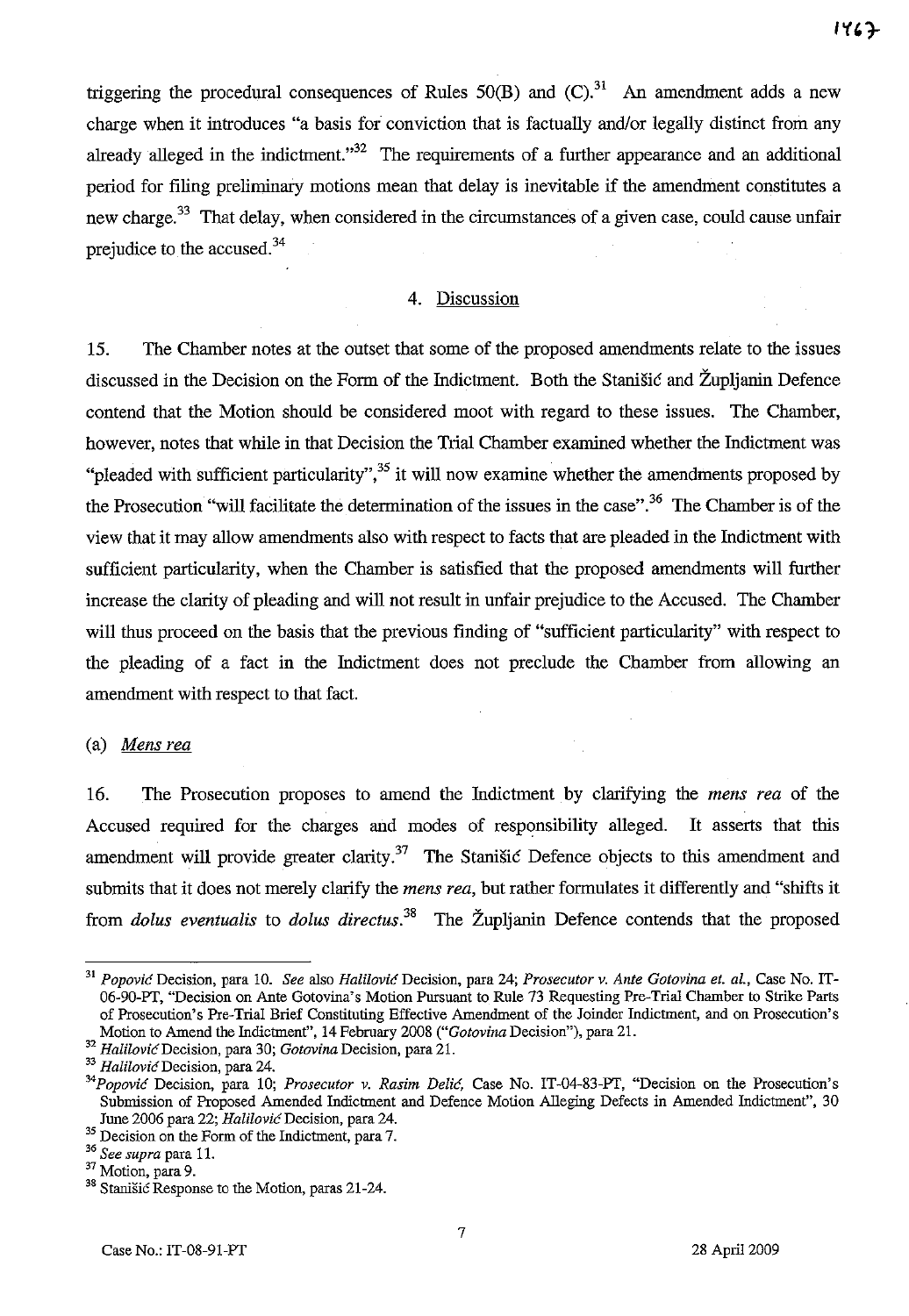triggering the procedural consequences of Rules 50(B) and (C).[31] An amendment adds a new charge when it introduces "a basis for conviction that is factually and/or legally distinct from any already alleged in the indictment."[32] The requirements of a further appearance and an additional period for filing preliminary motions mean that delay is inevitable if the amendment constitutes a new charge.[33] That delay, when considered in the circumstances of a given case, could cause unfair prejudice to the accused.[34]

## 4. Discussion

15. The Chamber notes at the outset that some of the proposed amendments relate to the issues discussed in the Decision on the Form of the Indictment. Both the Stanišić and Župljanin Defence contend that the Motion should be considered moot with regard to these issues. The Chamber, however, notes that while in that Decision the Trial Chamber examined whether the Indictment was "pleaded with sufficient particularity",[35] it will now examine whether the amendments proposed by the Prosecution "will facilitate the determination of the issues in the case".[36] The Chamber is of the view that it may allow amendments also with respect to facts that are pleaded in the Indictment with sufficient particularity, when the Chamber is satisfied that the proposed amendments will further increase the clarity of pleading and will not result in unfair prejudice to the Accused. The Chamber will thus proceed on the basis that the previous finding of "sufficient particularity" with respect to the pleading of a fact in the Indictment does not preclude the Chamber from allowing an amendment with respect to that fact.

### (a) *Mens rea*

16. The Prosecution proposes to amend the Indictment by clarifying the *mens rea* of the Accused required for the charges and modes of responsibility alleged. It asserts that this amendment will provide greater clarity.[37] The Stanišić Defence objects to this amendment and submits that it does not merely clarify the *mens rea*, but rather formulates it differently and "shifts it from *dolus eventualis* to *dolus directus*.[38] The Župljanin Defence contends that the proposed

---

[31] *Popović* Decision, para 10. *See* also *Halilović* Decision, para 24; *Prosecutor v. Ante Gotovina et. al.*, Case No. IT-06-90-PT, "Decision on Ante Gotovina's Motion Pursuant to Rule 73 Requesting Pre-Trial Chamber to Strike Parts of Prosecution's Pre-Trial Brief Constituting Effective Amendment of the Joinder Indictment, and on Prosecution's Motion to Amend the Indictment", 14 February 2008 ("*Gotovina* Decision"), para 21.

[32] *Halilović* Decision, para 30; *Gotovina* Decision, para 21.

[33] *Halilović* Decision, para 24.

[34] *Popović* Decision, para 10; *Prosecutor v. Rasim Delić*, Case No. IT-04-83-PT, "Decision on the Prosecution's Submission of Proposed Amended Indictment and Defence Motion Alleging Defects in Amended Indictment", 30 June 2006 para 22; *Halilović* Decision, para 24.

[35] Decision on the Form of the Indictment, para 7.

[36] *See supra* para 11.

[37] Motion, para 9.

[38] Stanišić Response to the Motion, paras 21-24.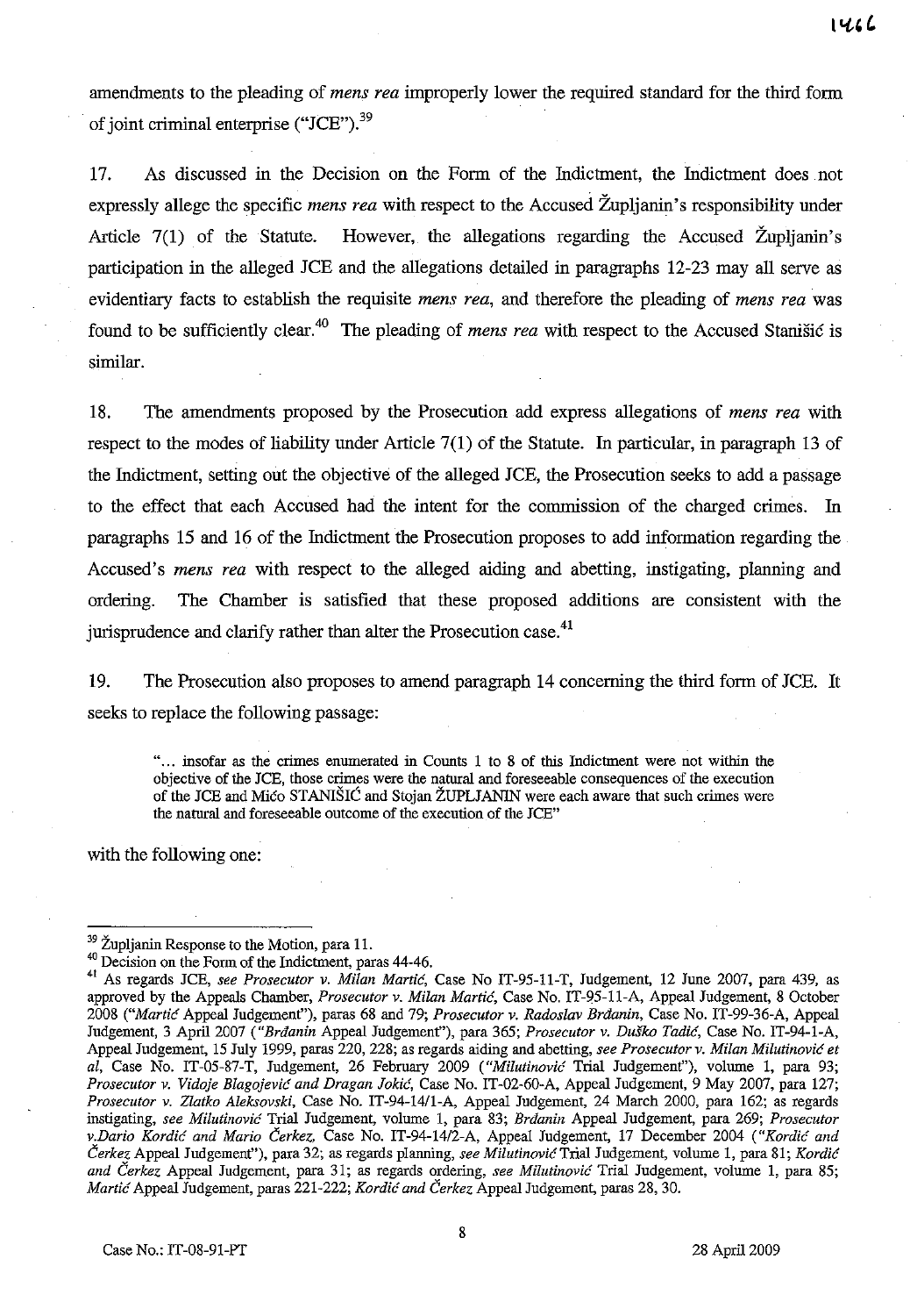amendments to the pleading of *mens rea* improperly lower the required standard for the third form of joint criminal enterprise ("JCE").[39]

17. As discussed in the Decision on the Form of the Indictment, the Indictment does not expressly allege the specific *mens rea* with respect to the Accused Župljanin's responsibility under Article 7(1) of the Statute. However, the allegations regarding the Accused Župljanin's participation in the alleged JCE and the allegations detailed in paragraphs 12-23 may all serve as evidentiary facts to establish the requisite *mens rea*, and therefore the pleading of *mens rea* was found to be sufficiently clear.[40] The pleading of *mens rea* with respect to the Accused Stanišić is similar.

18. The amendments proposed by the Prosecution add express allegations of *mens rea* with respect to the modes of liability under Article 7(1) of the Statute. In particular, in paragraph 13 of the Indictment, setting out the objective of the alleged JCE, the Prosecution seeks to add a passage to the effect that each Accused had the intent for the commission of the charged crimes. In paragraphs 15 and 16 of the Indictment the Prosecution proposes to add information regarding the Accused's *mens rea* with respect to the alleged aiding and abetting, instigating, planning and ordering. The Chamber is satisfied that these proposed additions are consistent with the jurisprudence and clarify rather than alter the Prosecution case.[41]

19. The Prosecution also proposes to amend paragraph 14 concerning the third form of JCE. It seeks to replace the following passage:

> "... insofar as the crimes enumerated in Counts 1 to 8 of this Indictment were not within the objective of the JCE, those crimes were the natural and foreseeable consequences of the execution of the JCE and Mićo STANIŠIĆ and Stojan ŽUPLJANIN were each aware that such crimes were the natural and foreseeable outcome of the execution of the JCE"

with the following one:

---

[39] Župljanin Response to the Motion, para 11.

[40] Decision on the Form of the Indictment, paras 44-46.

[41] As regards JCE, *see Prosecutor v. Milan Martić*, Case No IT-95-11-T, Judgement, 12 June 2007, para 439, as approved by the Appeals Chamber, *Prosecutor v. Milan Martić*, Case No. IT-95-11-A, Appeal Judgement, 8 October 2008 ("*Martić* Appeal Judgement"), paras 68 and 79; *Prosecutor v. Radoslav Brđanin*, Case No. IT-99-36-A, Appeal Judgement, 3 April 2007 ("*Brđanin* Appeal Judgement"), para 365; *Prosecutor v. Duško Tadić*, Case No. IT-94-1-A, Appeal Judgement, 15 July 1999, paras 220, 228; as regards aiding and abetting, *see Prosecutor v. Milan Milutinović et al*, Case No. IT-05-87-T, Judgement, 26 February 2009 ("*Milutinović* Trial Judgement"), volume 1, para 93; *Prosecutor v. Vidoje Blagojević and Dragan Jokić*, Case No. IT-02-60-A, Appeal Judgement, 9 May 2007, para 127; *Prosecutor v. Zlatko Aleksovski*, Case No. IT-94-14/1-A, Appeal Judgement, 24 March 2000, para 162; as regards instigating, *see Milutinović* Trial Judgement, volume 1, para 83; *Brđanin* Appeal Judgement, para 269; *Prosecutor v.Dario Kordić and Mario Čerkez*, Case No. IT-94-14/2-A, Appeal Judgement, 17 December 2004 ("*Kordić and Čerkez* Appeal Judgement"), para 32; as regards planning, *see Milutinović* Trial Judgement, volume 1, para 81; *Kordić and Čerkez* Appeal Judgement, para 31; as regards ordering, *see Milutinović* Trial Judgement, volume 1, para 85; *Martić* Appeal Judgement, paras 221-222; *Kordić and Čerkez* Appeal Judgement, paras 28, 30.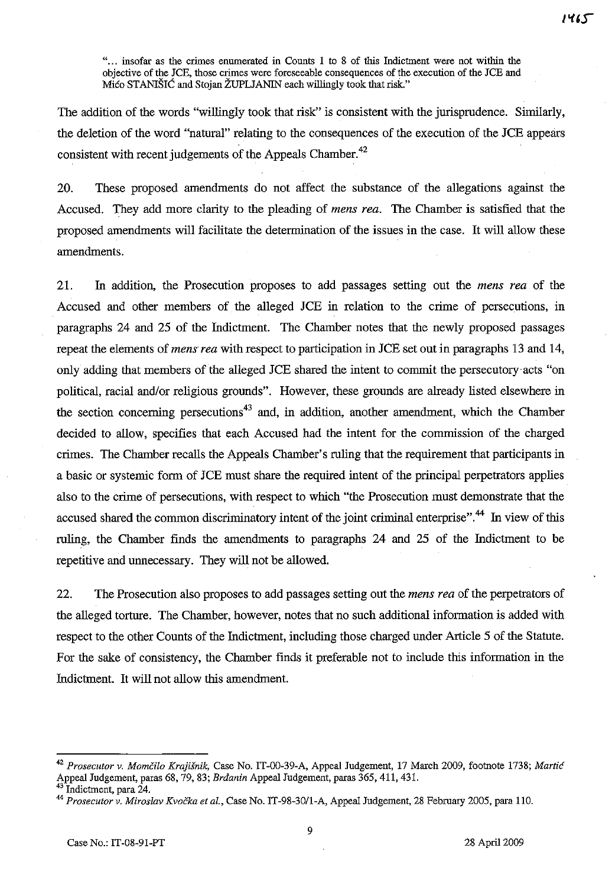"... insofar as the crimes enumerated in Counts 1 to 8 of this Indictment were not within the objective of the JCE, those crimes were foreseeable consequences of the execution of the JCE and Mićo STANIŠIĆ and Stojan ŽUPLJANIN each willingly took that risk."

The addition of the words "willingly took that risk" is consistent with the jurisprudence. Similarly, the deletion of the word "natural" relating to the consequences of the execution of the JCE appears consistent with recent judgements of the Appeals Chamber.[42]

20. These proposed amendments do not affect the substance of the allegations against the Accused. They add more clarity to the pleading of *mens rea*. The Chamber is satisfied that the proposed amendments will facilitate the determination of the issues in the case. It will allow these amendments.

21. In addition, the Prosecution proposes to add passages setting out the *mens rea* of the Accused and other members of the alleged JCE in relation to the crime of persecutions, in paragraphs 24 and 25 of the Indictment. The Chamber notes that the newly proposed passages repeat the elements of *mens rea* with respect to participation in JCE set out in paragraphs 13 and 14, only adding that members of the alleged JCE shared the intent to commit the persecutory acts "on political, racial and/or religious grounds". However, these grounds are already listed elsewhere in the section concerning persecutions[43] and, in addition, another amendment, which the Chamber decided to allow, specifies that each Accused had the intent for the commission of the charged crimes. The Chamber recalls the Appeals Chamber's ruling that the requirement that participants in a basic or systemic form of JCE must share the required intent of the principal perpetrators applies also to the crime of persecutions, with respect to which "the Prosecution must demonstrate that the accused shared the common discriminatory intent of the joint criminal enterprise".[44] In view of this ruling, the Chamber finds the amendments to paragraphs 24 and 25 of the Indictment to be repetitive and unnecessary. They will not be allowed.

22. The Prosecution also proposes to add passages setting out the *mens rea* of the perpetrators of the alleged torture. The Chamber, however, notes that no such additional information is added with respect to the other Counts of the Indictment, including those charged under Article 5 of the Statute. For the sake of consistency, the Chamber finds it preferable not to include this information in the Indictment. It will not allow this amendment.

---

[42] *Prosecutor v. Momčilo Krajišnik*, Case No. IT-00-39-A, Appeal Judgement, 17 March 2009, footnote 1738; *Martić* Appeal Judgement, paras 68, 79, 83; *Brđanin* Appeal Judgement, paras 365, 411, 431.

[43] Indictment, para 24.

[44] *Prosecutor v. Miroslav Kvočka et al.*, Case No. IT-98-30/1-A, Appeal Judgement, 28 February 2005, para 110.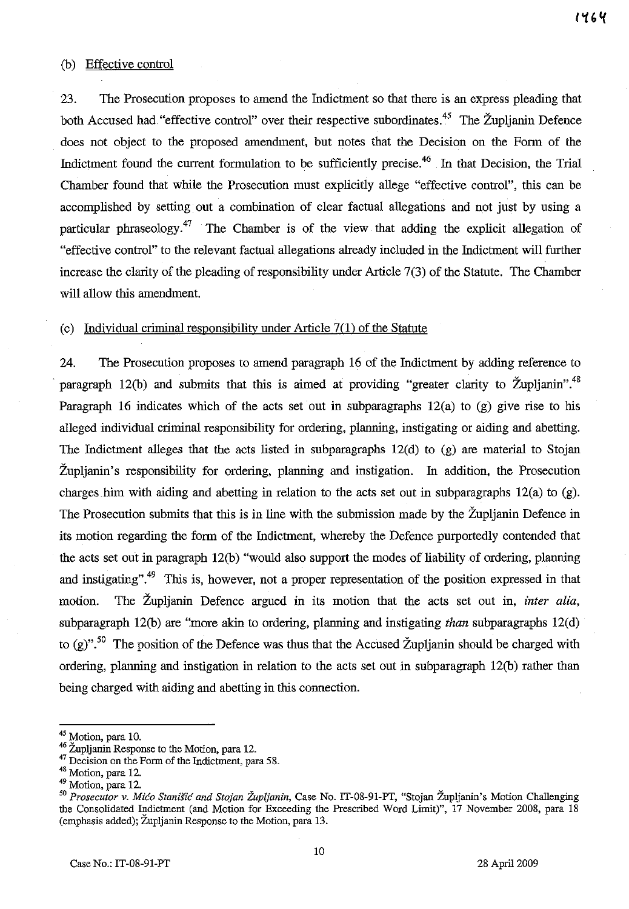(b) Effective control

23. The Prosecution proposes to amend the Indictment so that there is an express pleading that both Accused had "effective control" over their respective subordinates.[45] The Župljanin Defence does not object to the proposed amendment, but notes that the Decision on the Form of the Indictment found the current formulation to be sufficiently precise.[46] In that Decision, the Trial Chamber found that while the Prosecution must explicitly allege "effective control", this can be accomplished by setting out a combination of clear factual allegations and not just by using a particular phraseology.[47] The Chamber is of the view that adding the explicit allegation of "effective control" to the relevant factual allegations already included in the Indictment will further increase the clarity of the pleading of responsibility under Article 7(3) of the Statute. The Chamber will allow this amendment.

(c) Individual criminal responsibility under Article 7(1) of the Statute

24. The Prosecution proposes to amend paragraph 16 of the Indictment by adding reference to paragraph 12(b) and submits that this is aimed at providing "greater clarity to Župljanin".[48] Paragraph 16 indicates which of the acts set out in subparagraphs 12(a) to (g) give rise to his alleged individual criminal responsibility for ordering, planning, instigating or aiding and abetting. The Indictment alleges that the acts listed in subparagraphs 12(d) to (g) are material to Stojan Župljanin's responsibility for ordering, planning and instigation. In addition, the Prosecution charges him with aiding and abetting in relation to the acts set out in subparagraphs 12(a) to (g). The Prosecution submits that this is in line with the submission made by the Župljanin Defence in its motion regarding the form of the Indictment, whereby the Defence purportedly contended that the acts set out in paragraph 12(b) "would also support the modes of liability of ordering, planning and instigating".[49] This is, however, not a proper representation of the position expressed in that motion. The Župljanin Defence argued in its motion that the acts set out in, *inter alia*, subparagraph 12(b) are "more akin to ordering, planning and instigating *than* subparagraphs 12(d) to (g)".[50] The position of the Defence was thus that the Accused Župljanin should be charged with ordering, planning and instigation in relation to the acts set out in subparagraph 12(b) rather than being charged with aiding and abetting in this connection.

---

[45] Motion, para 10.

[46] Župljanin Response to the Motion, para 12.

[47] Decision on the Form of the Indictment, para 58.

[48] Motion, para 12.

[49] Motion, para 12.

[50] *Prosecutor v. Mićo Stanišić and Stojan Župljanin*, Case No. IT-08-91-PT, "Stojan Župljanin's Motion Challenging the Consolidated Indictment (and Motion for Exceeding the Prescribed Word Limit)", 17 November 2008, para 18 (emphasis added); Župljanin Response to the Motion, para 13.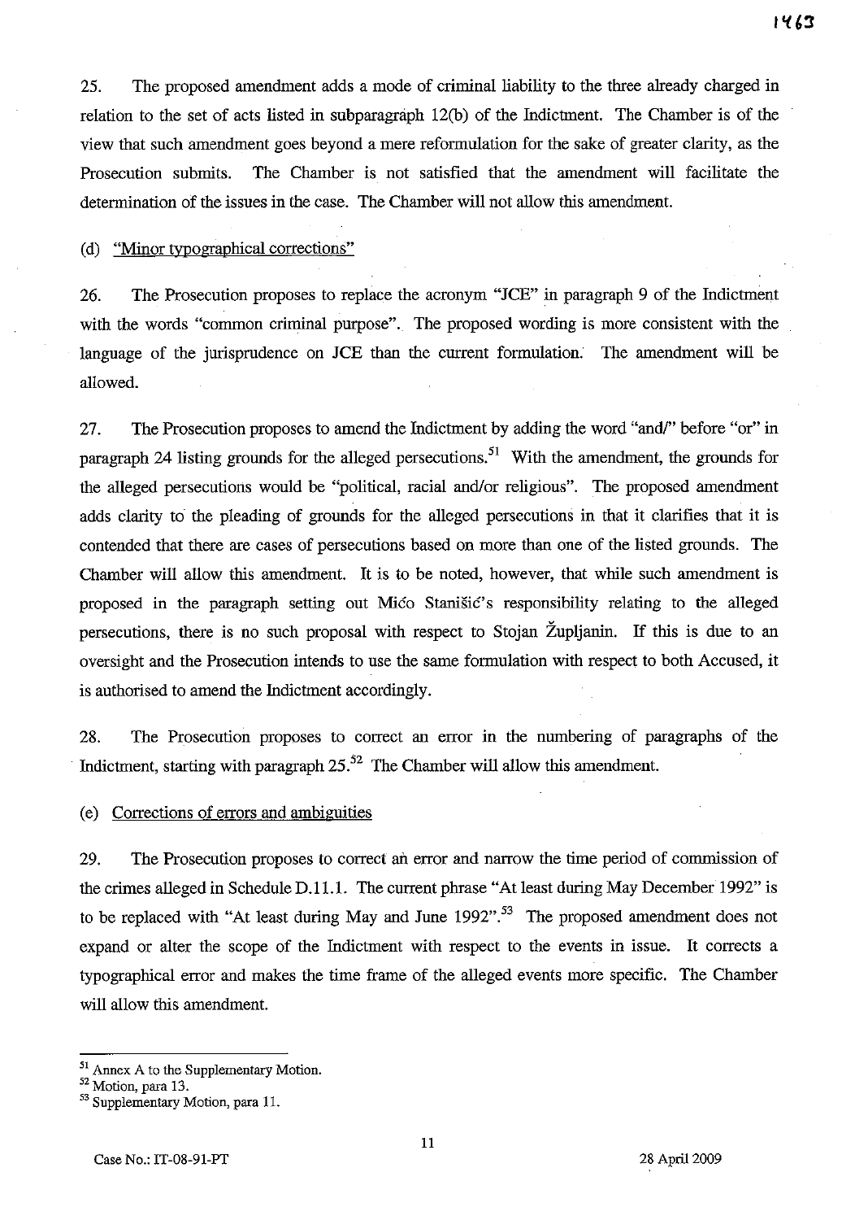25. The proposed amendment adds a mode of criminal liability to the three already charged in relation to the set of acts listed in subparagraph 12(b) of the Indictment. The Chamber is of the view that such amendment goes beyond a mere reformulation for the sake of greater clarity, as the Prosecution submits. The Chamber is not satisfied that the amendment will facilitate the determination of the issues in the case. The Chamber will not allow this amendment.

(d) "Minor typographical corrections"

26. The Prosecution proposes to replace the acronym "JCE" in paragraph 9 of the Indictment with the words "common criminal purpose". The proposed wording is more consistent with the language of the jurisprudence on JCE than the current formulation. The amendment will be allowed.

27. The Prosecution proposes to amend the Indictment by adding the word "and/" before "or" in paragraph 24 listing grounds for the alleged persecutions.[51] With the amendment, the grounds for the alleged persecutions would be "political, racial and/or religious". The proposed amendment adds clarity to the pleading of grounds for the alleged persecutions in that it clarifies that it is contended that there are cases of persecutions based on more than one of the listed grounds. The Chamber will allow this amendment. It is to be noted, however, that while such amendment is proposed in the paragraph setting out Mićo Stanišić's responsibility relating to the alleged persecutions, there is no such proposal with respect to Stojan Župljanin. If this is due to an oversight and the Prosecution intends to use the same formulation with respect to both Accused, it is authorised to amend the Indictment accordingly.

28. The Prosecution proposes to correct an error in the numbering of paragraphs of the Indictment, starting with paragraph 25.[52] The Chamber will allow this amendment.

(e) Corrections of errors and ambiguities

29. The Prosecution proposes to correct an error and narrow the time period of commission of the crimes alleged in Schedule D.11.1. The current phrase "At least during May December 1992" is to be replaced with "At least during May and June 1992".[53] The proposed amendment does not expand or alter the scope of the Indictment with respect to the events in issue. It corrects a typographical error and makes the time frame of the alleged events more specific. The Chamber will allow this amendment.

---

[51] Annex A to the Supplementary Motion.

[52] Motion, para 13.

[53] Supplementary Motion, para 11.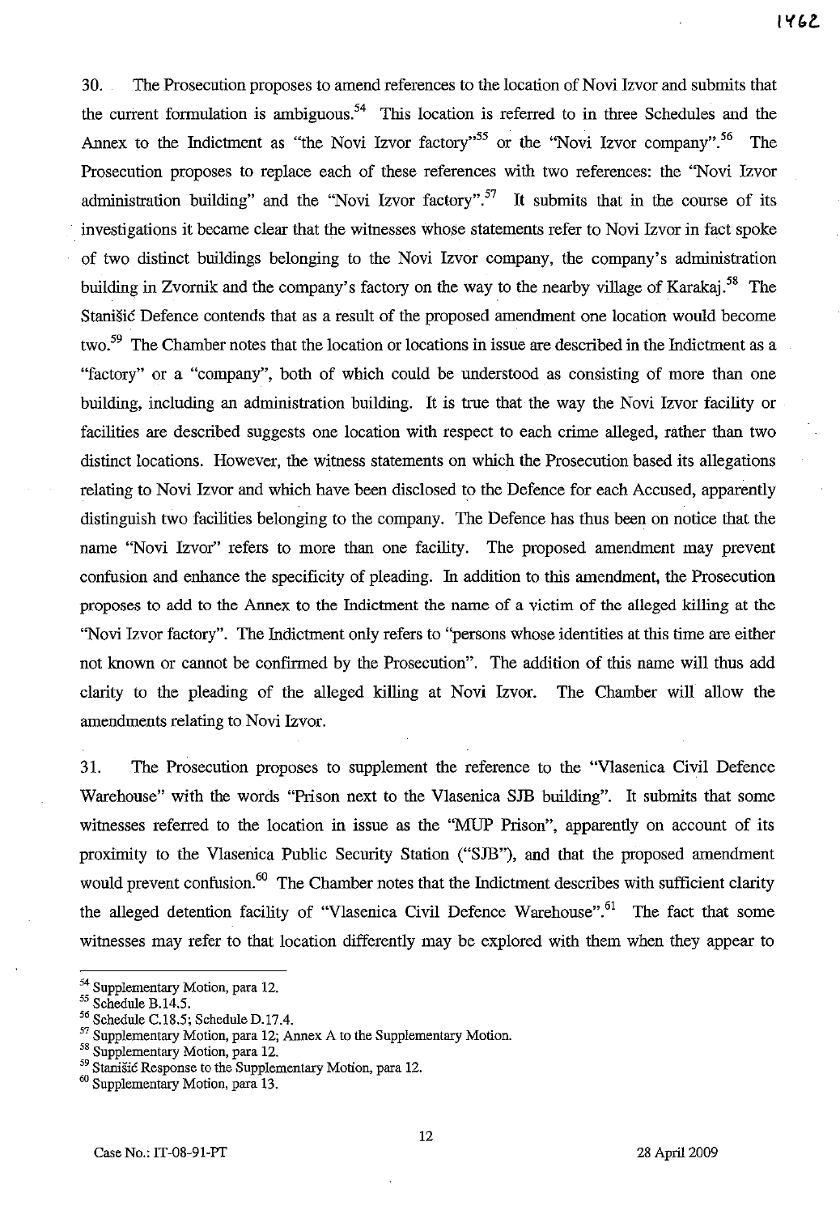30. The Prosecution proposes to amend references to the location of Novi Izvor and submits that the current formulation is ambiguous.[54] This location is referred to in three Schedules and the Annex to the Indictment as "the Novi Izvor factory"[55] or the "Novi Izvor company".[56] The Prosecution proposes to replace each of these references with two references: the "Novi Izvor administration building" and the "Novi Izvor factory".[57] It submits that in the course of its investigations it became clear that the witnesses whose statements refer to Novi Izvor in fact spoke of two distinct buildings belonging to the Novi Izvor company, the company's administration building in Zvornik and the company's factory on the way to the nearby village of Karakaj.[58] The Stanišić Defence contends that as a result of the proposed amendment one location would become two.[59] The Chamber notes that the location or locations in issue are described in the Indictment as a "factory" or a "company", both of which could be understood as consisting of more than one building, including an administration building. It is true that the way the Novi Izvor facility or facilities are described suggests one location with respect to each crime alleged, rather than two distinct locations. However, the witness statements on which the Prosecution based its allegations relating to Novi Izvor and which have been disclosed to the Defence for each Accused, apparently distinguish two facilities belonging to the company. The Defence has thus been on notice that the name "Novi Izvor" refers to more than one facility. The proposed amendment may prevent confusion and enhance the specificity of pleading. In addition to this amendment, the Prosecution proposes to add to the Annex to the Indictment the name of a victim of the alleged killing at the "Novi Izvor factory". The Indictment only refers to "persons whose identities at this time are either not known or cannot be confirmed by the Prosecution". The addition of this name will thus add clarity to the pleading of the alleged killing at Novi Izvor. The Chamber will allow the amendments relating to Novi Izvor.

31. The Prosecution proposes to supplement the reference to the "Vlasenica Civil Defence Warehouse" with the words "Prison next to the Vlasenica SJB building". It submits that some witnesses referred to the location in issue as the "MUP Prison", apparently on account of its proximity to the Vlasenica Public Security Station ("SJB"), and that the proposed amendment would prevent confusion.[60] The Chamber notes that the Indictment describes with sufficient clarity the alleged detention facility of "Vlasenica Civil Defence Warehouse".[61] The fact that some witnesses may refer to that location differently may be explored with them when they appear to

---

[54] Supplementary Motion, para 12.

[55] Schedule B.14.5.

[56] Schedule C.18.5; Schedule D.17.4.

[57] Supplementary Motion, para 12; Annex A to the Supplementary Motion.

[58] Supplementary Motion, para 12.

[59] Stanišić Response to the Supplementary Motion, para 12.

[60] Supplementary Motion, para 13.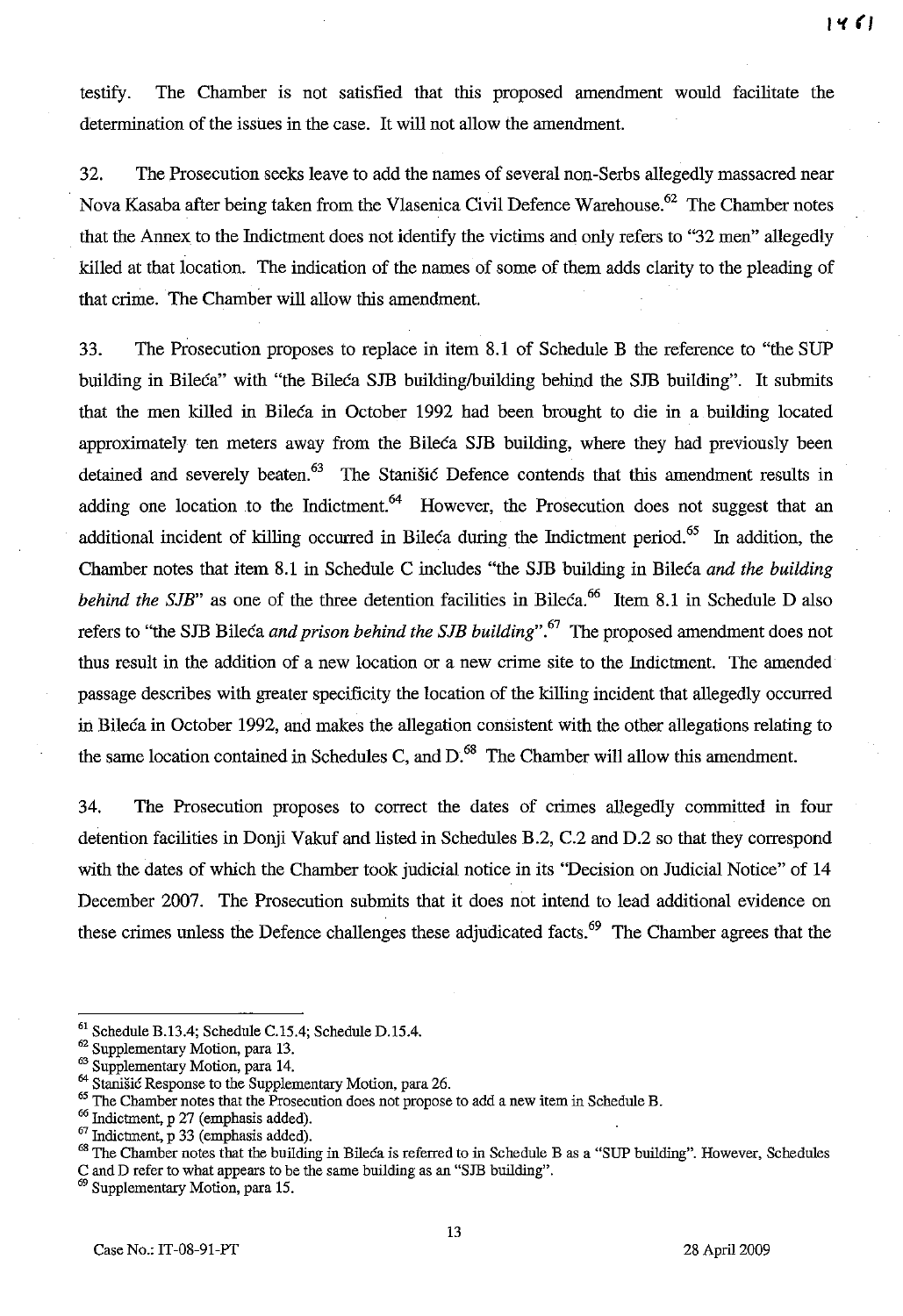testify. The Chamber is not satisfied that this proposed amendment would facilitate the determination of the issues in the case. It will not allow the amendment.

32. The Prosecution seeks leave to add the names of several non-Serbs allegedly massacred near Nova Kasaba after being taken from the Vlasenica Civil Defence Warehouse.[62] The Chamber notes that the Annex to the Indictment does not identify the victims and only refers to "32 men" allegedly killed at that location. The indication of the names of some of them adds clarity to the pleading of that crime. The Chamber will allow this amendment.

33. The Prosecution proposes to replace in item 8.1 of Schedule B the reference to "the SUP building in Bileća" with "the Bileća SJB building/building behind the SJB building". It submits that the men killed in Bileća in October 1992 had been brought to die in a building located approximately ten meters away from the Bileća SJB building, where they had previously been detained and severely beaten.[63] The Stanišić Defence contends that this amendment results in adding one location to the Indictment.[64] However, the Prosecution does not suggest that an additional incident of killing occurred in Bileća during the Indictment period.[65] In addition, the Chamber notes that item 8.1 in Schedule C includes "the SJB building in Bileća *and the building behind the SJB*" as one of the three detention facilities in Bileća.[66] Item 8.1 in Schedule D also refers to "the SJB Bileća *and prison behind the SJB building*".[67] The proposed amendment does not thus result in the addition of a new location or a new crime site to the Indictment. The amended passage describes with greater specificity the location of the killing incident that allegedly occurred in Bileća in October 1992, and makes the allegation consistent with the other allegations relating to the same location contained in Schedules C, and D.[68] The Chamber will allow this amendment.

34. The Prosecution proposes to correct the dates of crimes allegedly committed in four detention facilities in Donji Vakuf and listed in Schedules B.2, C.2 and D.2 so that they correspond with the dates of which the Chamber took judicial notice in its "Decision on Judicial Notice" of 14 December 2007. The Prosecution submits that it does not intend to lead additional evidence on these crimes unless the Defence challenges these adjudicated facts.[69] The Chamber agrees that the

---

[61] Schedule B.13.4; Schedule C.15.4; Schedule D.15.4.

[62] Supplementary Motion, para 13.

[63] Supplementary Motion, para 14.

[64] Stanišić Response to the Supplementary Motion, para 26.

[65] The Chamber notes that the Prosecution does not propose to add a new item in Schedule B.

[66] Indictment, p 27 (emphasis added).

[67] Indictment, p 33 (emphasis added).

[68] The Chamber notes that the building in Bileća is referred to in Schedule B as a "SUP building". However, Schedules C and D refer to what appears to be the same building as an "SJB building".

[69] Supplementary Motion, para 15.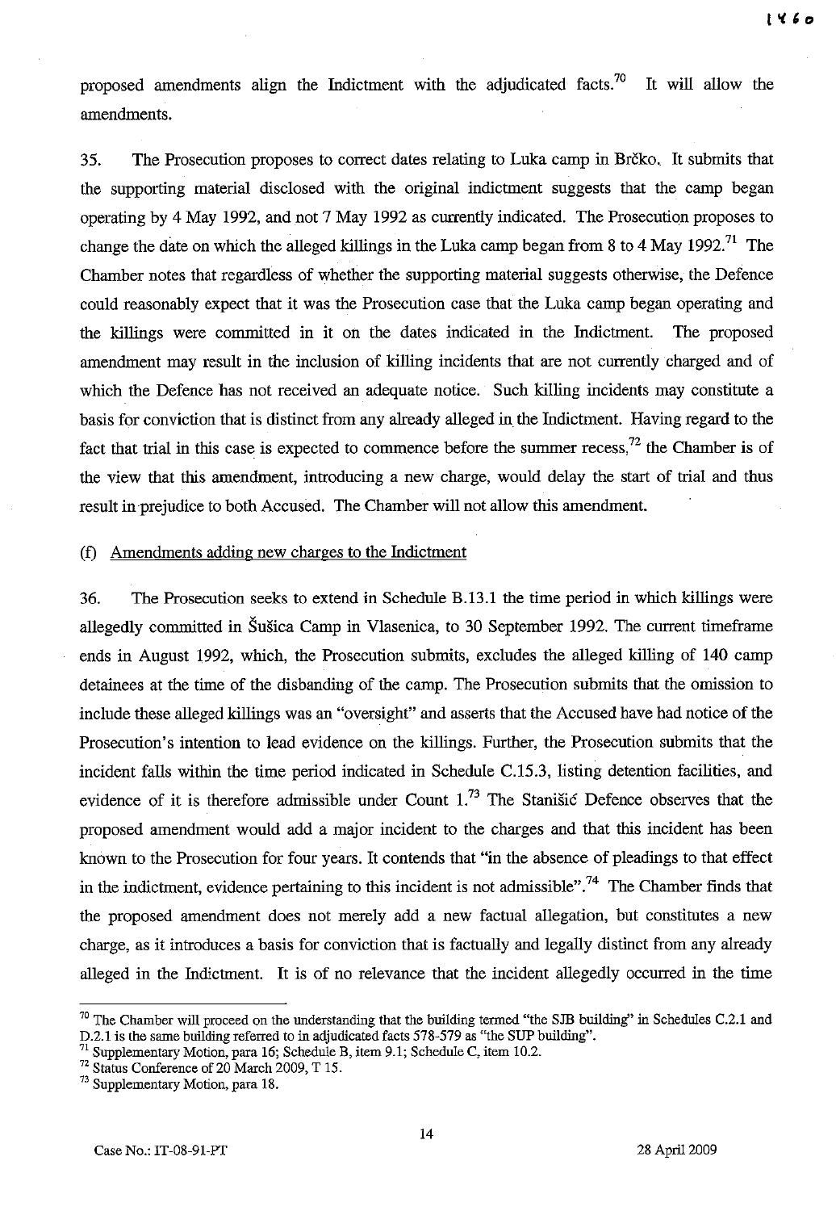proposed amendments align the Indictment with the adjudicated facts.[70] It will allow the amendments.

35. The Prosecution proposes to correct dates relating to Luka camp in Brčko. It submits that the supporting material disclosed with the original indictment suggests that the camp began operating by 4 May 1992, and not 7 May 1992 as currently indicated. The Prosecution proposes to change the date on which the alleged killings in the Luka camp began from 8 to 4 May 1992.[71] The Chamber notes that regardless of whether the supporting material suggests otherwise, the Defence could reasonably expect that it was the Prosecution case that the Luka camp began operating and the killings were committed in it on the dates indicated in the Indictment. The proposed amendment may result in the inclusion of killing incidents that are not currently charged and of which the Defence has not received an adequate notice. Such killing incidents may constitute a basis for conviction that is distinct from any already alleged in the Indictment. Having regard to the fact that trial in this case is expected to commence before the summer recess,[72] the Chamber is of the view that this amendment, introducing a new charge, would delay the start of trial and thus result in prejudice to both Accused. The Chamber will not allow this amendment.

(f) Amendments adding new charges to the Indictment

36. The Prosecution seeks to extend in Schedule B.13.1 the time period in which killings were allegedly committed in Šušica Camp in Vlasenica, to 30 September 1992. The current timeframe ends in August 1992, which, the Prosecution submits, excludes the alleged killing of 140 camp detainees at the time of the disbanding of the camp. The Prosecution submits that the omission to include these alleged killings was an "oversight" and asserts that the Accused have had notice of the Prosecution's intention to lead evidence on the killings. Further, the Prosecution submits that the incident falls within the time period indicated in Schedule C.15.3, listing detention facilities, and evidence of it is therefore admissible under Count 1.[73] The Stanišić Defence observes that the proposed amendment would add a major incident to the charges and that this incident has been known to the Prosecution for four years. It contends that "in the absence of pleadings to that effect in the indictment, evidence pertaining to this incident is not admissible".[74] The Chamber finds that the proposed amendment does not merely add a new factual allegation, but constitutes a new charge, as it introduces a basis for conviction that is factually and legally distinct from any already alleged in the Indictment. It is of no relevance that the incident allegedly occurred in the time

---

[70] The Chamber will proceed on the understanding that the building termed "the SJB building" in Schedules C.2.1 and D.2.1 is the same building referred to in adjudicated facts 578-579 as "the SUP building".

[71] Supplementary Motion, para 16; Schedule B, item 9.1; Schedule C, item 10.2.

[72] Status Conference of 20 March 2009, T 15.

[73] Supplementary Motion, para 18.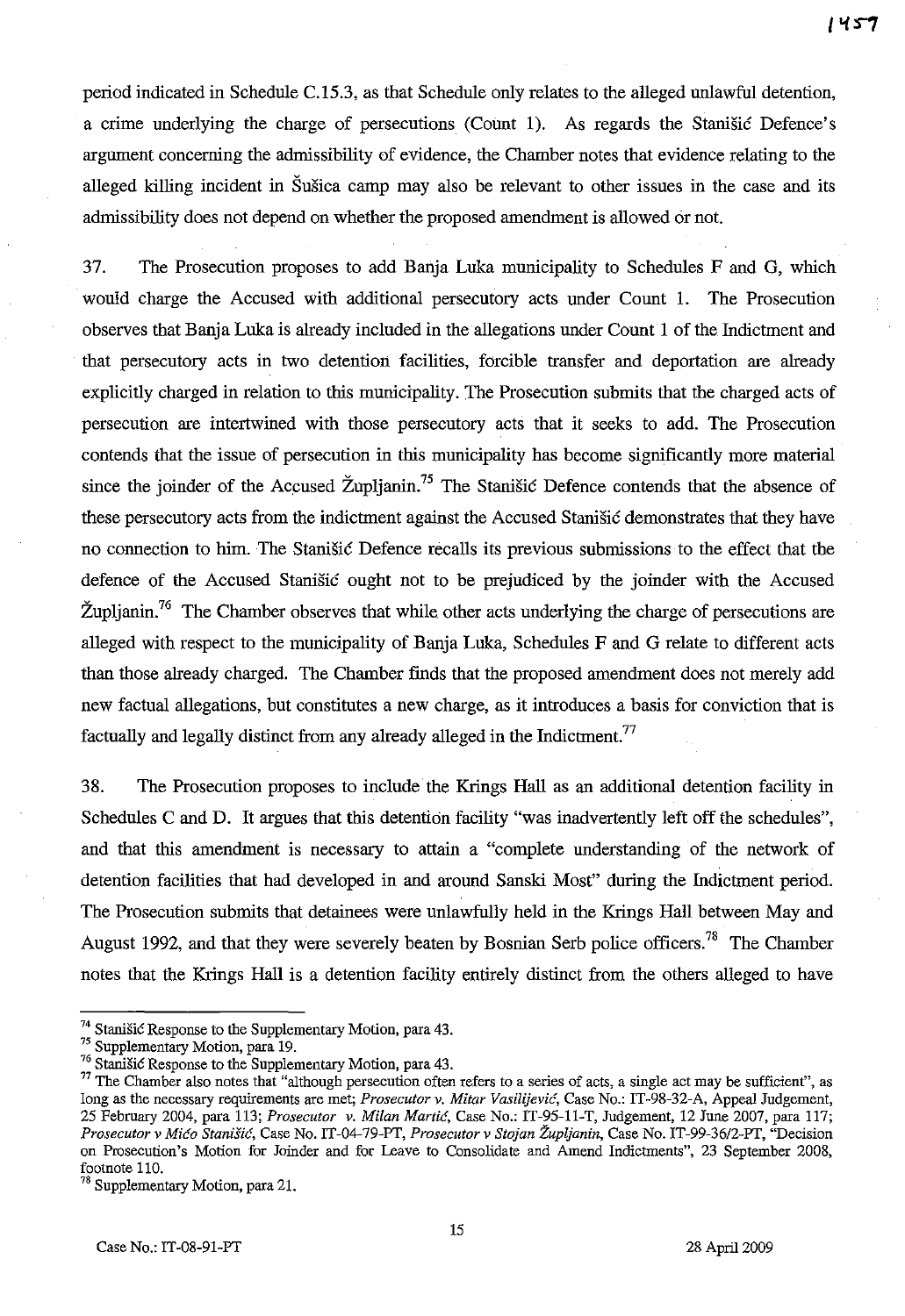period indicated in Schedule C.15.3, as that Schedule only relates to the alleged unlawful detention, a crime underlying the charge of persecutions (Count 1). As regards the Stanišić Defence's argument concerning the admissibility of evidence, the Chamber notes that evidence relating to the alleged killing incident in Šušica camp may also be relevant to other issues in the case and its admissibility does not depend on whether the proposed amendment is allowed or not.

37. The Prosecution proposes to add Banja Luka municipality to Schedules F and G, which would charge the Accused with additional persecutory acts under Count 1. The Prosecution observes that Banja Luka is already included in the allegations under Count 1 of the Indictment and that persecutory acts in two detention facilities, forcible transfer and deportation are already explicitly charged in relation to this municipality. The Prosecution submits that the charged acts of persecution are intertwined with those persecutory acts that it seeks to add. The Prosecution contends that the issue of persecution in this municipality has become significantly more material since the joinder of the Accused Župljanin.[75] The Stanišić Defence contends that the absence of these persecutory acts from the indictment against the Accused Stanišić demonstrates that they have no connection to him. The Stanišić Defence recalls its previous submissions to the effect that the defence of the Accused Stanišić ought not to be prejudiced by the joinder with the Accused Župljanin.[76] The Chamber observes that while other acts underlying the charge of persecutions are alleged with respect to the municipality of Banja Luka, Schedules F and G relate to different acts than those already charged. The Chamber finds that the proposed amendment does not merely add new factual allegations, but constitutes a new charge, as it introduces a basis for conviction that is factually and legally distinct from any already alleged in the Indictment.[77]

38. The Prosecution proposes to include the Krings Hall as an additional detention facility in Schedules C and D. It argues that this detention facility "was inadvertently left off the schedules", and that this amendment is necessary to attain a "complete understanding of the network of detention facilities that had developed in and around Sanski Most" during the Indictment period. The Prosecution submits that detainees were unlawfully held in the Krings Hall between May and August 1992, and that they were severely beaten by Bosnian Serb police officers.[78] The Chamber notes that the Krings Hall is a detention facility entirely distinct from the others alleged to have

---

[74] Stanišić Response to the Supplementary Motion, para 43.

[75] Supplementary Motion, para 19.

[76] Stanišić Response to the Supplementary Motion, para 43.

[77] The Chamber also notes that "although persecution often refers to a series of acts, a single act may be sufficient", as long as the necessary requirements are met; *Prosecutor v. Mitar Vasiljević*, Case No.: IT-98-32-A, Appeal Judgement, 25 February 2004, para 113; *Prosecutor v. Milan Martić*, Case No.: IT-95-11-T, Judgement, 12 June 2007, para 117; *Prosecutor v Mićo Stanišić*, Case No. IT-04-79-PT, *Prosecutor v Stojan Župljanin*, Case No. IT-99-36/2-PT, "Decision on Prosecution's Motion for Joinder and for Leave to Consolidate and Amend Indictments", 23 September 2008, footnote 110.

[78] Supplementary Motion, para 21.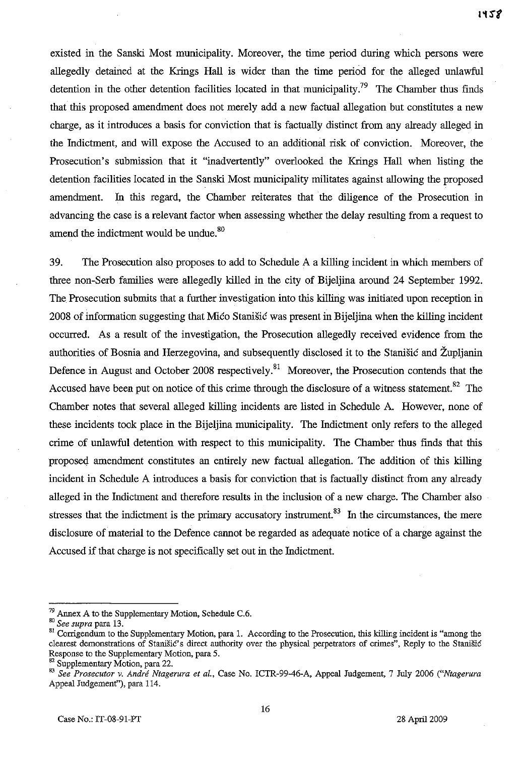existed in the Sanski Most municipality. Moreover, the time period during which persons were allegedly detained at the Krings Hall is wider than the time period for the alleged unlawful detention in the other detention facilities located in that municipality.[79] The Chamber thus finds that this proposed amendment does not merely add a new factual allegation but constitutes a new charge, as it introduces a basis for conviction that is factually distinct from any already alleged in the Indictment, and will expose the Accused to an additional risk of conviction. Moreover, the Prosecution's submission that it "inadvertently" overlooked the Krings Hall when listing the detention facilities located in the Sanski Most municipality militates against allowing the proposed amendment. In this regard, the Chamber reiterates that the diligence of the Prosecution in advancing the case is a relevant factor when assessing whether the delay resulting from a request to amend the indictment would be undue.[80]

39. The Prosecution also proposes to add to Schedule A a killing incident in which members of three non-Serb families were allegedly killed in the city of Bijeljina around 24 September 1992. The Prosecution submits that a further investigation into this killing was initiated upon reception in 2008 of information suggesting that Mićo Stanišić was present in Bijeljina when the killing incident occurred. As a result of the investigation, the Prosecution allegedly received evidence from the authorities of Bosnia and Herzegovina, and subsequently disclosed it to the Stanišić and Župljanin Defence in August and October 2008 respectively.[81] Moreover, the Prosecution contends that the Accused have been put on notice of this crime through the disclosure of a witness statement.[82] The Chamber notes that several alleged killing incidents are listed in Schedule A. However, none of these incidents took place in the Bijeljina municipality. The Indictment only refers to the alleged crime of unlawful detention with respect to this municipality. The Chamber thus finds that this proposed amendment constitutes an entirely new factual allegation. The addition of this killing incident in Schedule A introduces a basis for conviction that is factually distinct from any already alleged in the Indictment and therefore results in the inclusion of a new charge. The Chamber also stresses that the indictment is the primary accusatory instrument.[83] In the circumstances, the mere disclosure of material to the Defence cannot be regarded as adequate notice of a charge against the Accused if that charge is not specifically set out in the Indictment.

---

[79] Annex A to the Supplementary Motion, Schedule C.6.

[80] *See supra* para 13.

[81] Corrigendum to the Supplementary Motion, para 1. According to the Prosecution, this killing incident is "among the clearest demonstrations of Stanišić's direct authority over the physical perpetrators of crimes", Reply to the Stanišić Response to the Supplementary Motion, para 5.

[82] Supplementary Motion, para 22.

[83] *See Prosecutor v. André Ntagerura et al.*, Case No. ICTR-99-46-A, Appeal Judgement, 7 July 2006 ("*Ntagerura* Appeal Judgement"), para 114.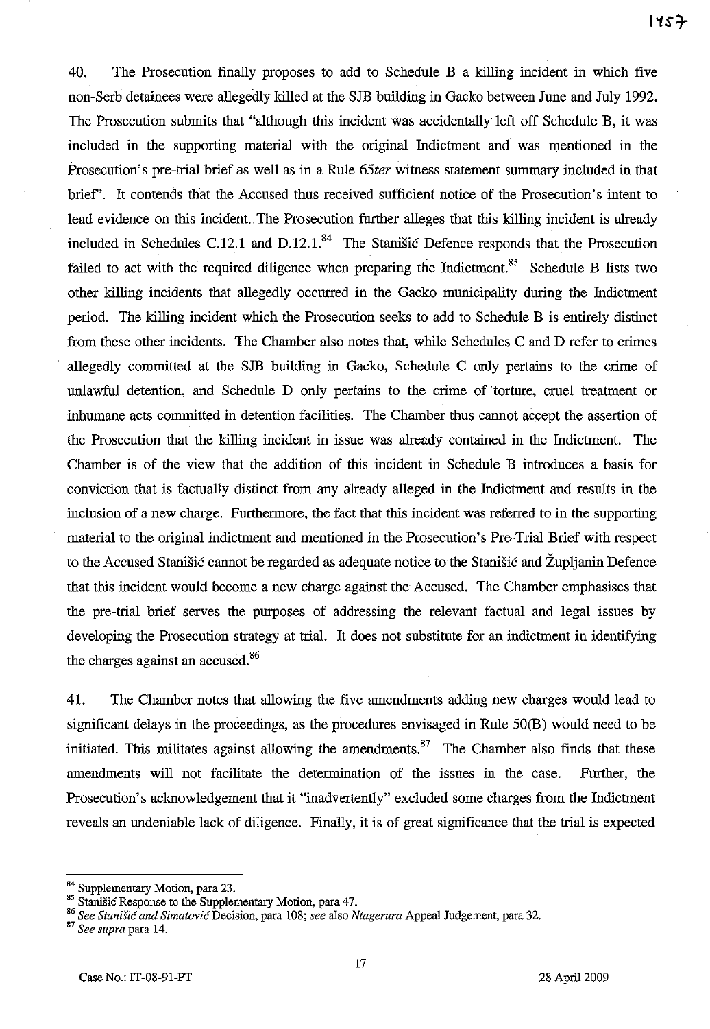40. The Prosecution finally proposes to add to Schedule B a killing incident in which five non-Serb detainees were allegedly killed at the SJB building in Gacko between June and July 1992. The Prosecution submits that "although this incident was accidentally left off Schedule B, it was included in the supporting material with the original Indictment and was mentioned in the Prosecution's pre-trial brief as well as in a Rule 65*ter* witness statement summary included in that brief". It contends that the Accused thus received sufficient notice of the Prosecution's intent to lead evidence on this incident. The Prosecution further alleges that this killing incident is already included in Schedules C.12.1 and D.12.1.[84] The Stanišić Defence responds that the Prosecution failed to act with the required diligence when preparing the Indictment.[85] Schedule B lists two other killing incidents that allegedly occurred in the Gacko municipality during the Indictment period. The killing incident which the Prosecution seeks to add to Schedule B is entirely distinct from these other incidents. The Chamber also notes that, while Schedules C and D refer to crimes allegedly committed at the SJB building in Gacko, Schedule C only pertains to the crime of unlawful detention, and Schedule D only pertains to the crime of torture, cruel treatment or inhumane acts committed in detention facilities. The Chamber thus cannot accept the assertion of the Prosecution that the killing incident in issue was already contained in the Indictment. The Chamber is of the view that the addition of this incident in Schedule B introduces a basis for conviction that is factually distinct from any already alleged in the Indictment and results in the inclusion of a new charge. Furthermore, the fact that this incident was referred to in the supporting material to the original indictment and mentioned in the Prosecution's Pre-Trial Brief with respect to the Accused Stanišić cannot be regarded as adequate notice to the Stanišić and Župljanin Defence that this incident would become a new charge against the Accused. The Chamber emphasises that the pre-trial brief serves the purposes of addressing the relevant factual and legal issues by developing the Prosecution strategy at trial. It does not substitute for an indictment in identifying the charges against an accused.[86]

41. The Chamber notes that allowing the five amendments adding new charges would lead to significant delays in the proceedings, as the procedures envisaged in Rule 50(B) would need to be initiated. This militates against allowing the amendments.[87] The Chamber also finds that these amendments will not facilitate the determination of the issues in the case. Further, the Prosecution's acknowledgement that it "inadvertently" excluded some charges from the Indictment reveals an undeniable lack of diligence. Finally, it is of great significance that the trial is expected

---

[84] Supplementary Motion, para 23.

[85] Stanišić Response to the Supplementary Motion, para 47.

[86] *See Stanišić and Simatović* Decision, para 108; *see* also *Ntagerura* Appeal Judgement, para 32.

[87] *See supra* para 14.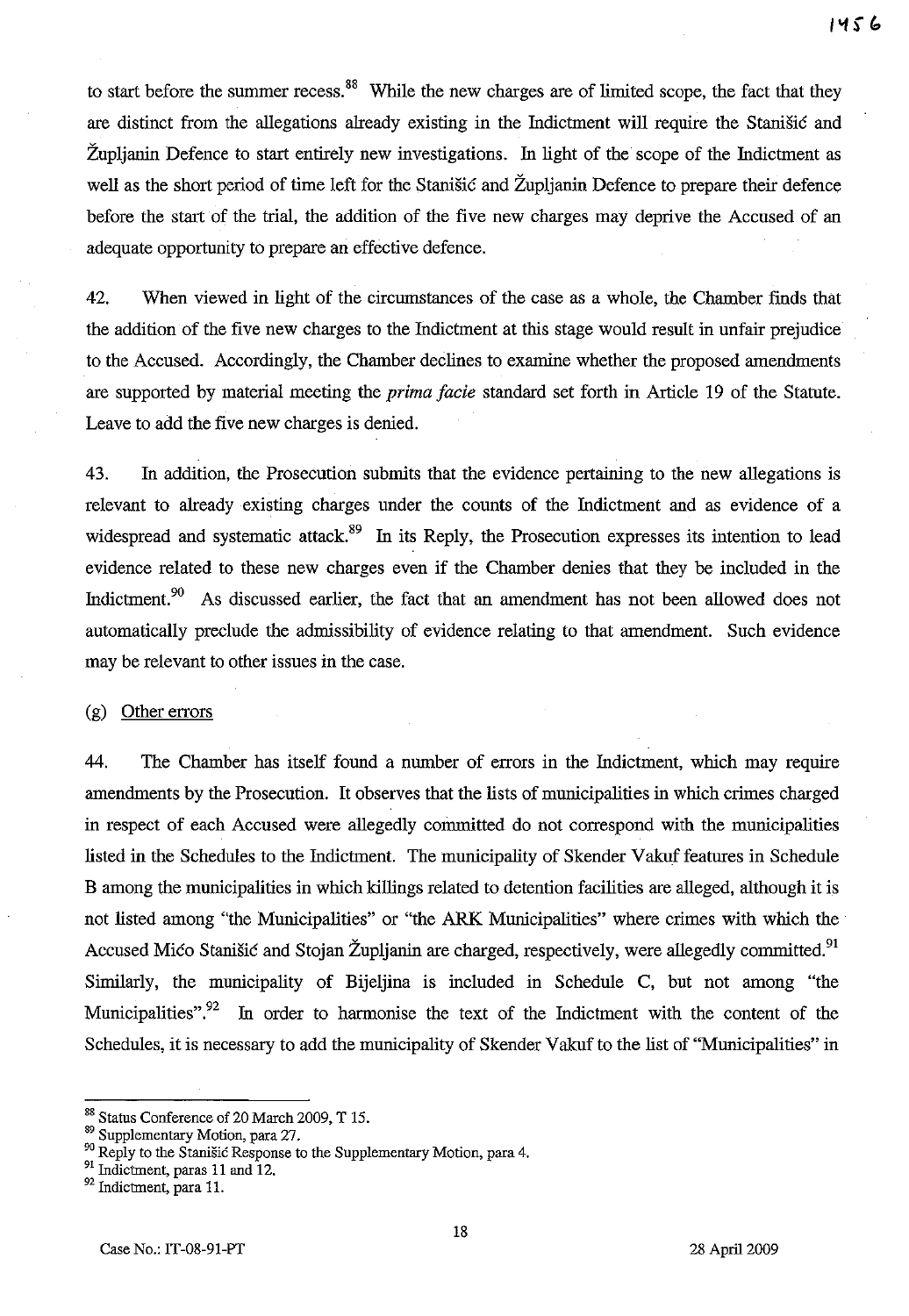to start before the summer recess.[88] While the new charges are of limited scope, the fact that they are distinct from the allegations already existing in the Indictment will require the Stanišić and Župljanin Defence to start entirely new investigations. In light of the scope of the Indictment as well as the short period of time left for the Stanišić and Župljanin Defence to prepare their defence before the start of the trial, the addition of the five new charges may deprive the Accused of an adequate opportunity to prepare an effective defence.

42. When viewed in light of the circumstances of the case as a whole, the Chamber finds that the addition of the five new charges to the Indictment at this stage would result in unfair prejudice to the Accused. Accordingly, the Chamber declines to examine whether the proposed amendments are supported by material meeting the *prima facie* standard set forth in Article 19 of the Statute. Leave to add the five new charges is denied.

43. In addition, the Prosecution submits that the evidence pertaining to the new allegations is relevant to already existing charges under the counts of the Indictment and as evidence of a widespread and systematic attack.[89] In its Reply, the Prosecution expresses its intention to lead evidence related to these new charges even if the Chamber denies that they be included in the Indictment.[90] As discussed earlier, the fact that an amendment has not been allowed does not automatically preclude the admissibility of evidence relating to that amendment. Such evidence may be relevant to other issues in the case.

(g) Other errors

44. The Chamber has itself found a number of errors in the Indictment, which may require amendments by the Prosecution. It observes that the lists of municipalities in which crimes charged in respect of each Accused were allegedly committed do not correspond with the municipalities listed in the Schedules to the Indictment. The municipality of Skender Vakuf features in Schedule B among the municipalities in which killings related to detention facilities are alleged, although it is not listed among "the Municipalities" or "the ARK Municipalities" where crimes with which the Accused Mićo Stanišić and Stojan Župljanin are charged, respectively, were allegedly committed.[91] Similarly, the municipality of Bijeljina is included in Schedule C, but not among "the Municipalities".[92] In order to harmonise the text of the Indictment with the content of the Schedules, it is necessary to add the municipality of Skender Vakuf to the list of "Municipalities" in

---

[88] Status Conference of 20 March 2009, T 15.

[89] Supplementary Motion, para 27.

[90] Reply to the Stanišić Response to the Supplementary Motion, para 4.

[91] Indictment, paras 11 and 12.

[92] Indictment, para 11.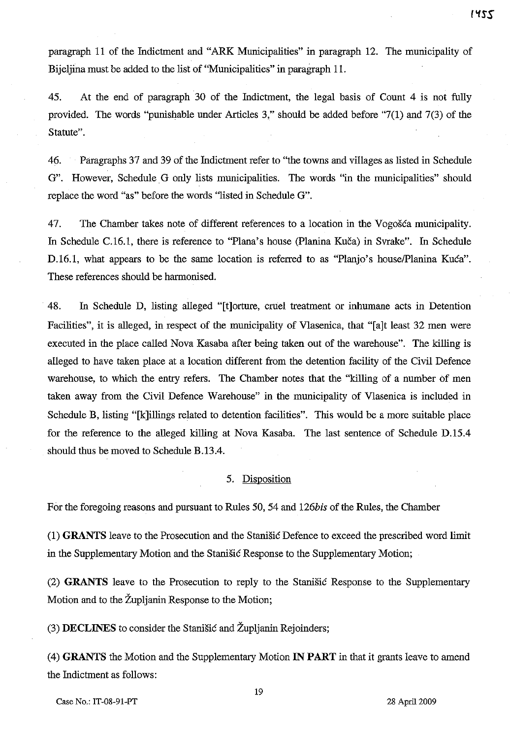paragraph 11 of the Indictment and "ARK Municipalities" in paragraph 12. The municipality of Bijeljina must be added to the list of "Municipalities" in paragraph 11.

45. At the end of paragraph 30 of the Indictment, the legal basis of Count 4 is not fully provided. The words "punishable under Articles 3," should be added before "7(1) and 7(3) of the Statute".

46. Paragraphs 37 and 39 of the Indictment refer to "the towns and villages as listed in Schedule G". However, Schedule G only lists municipalities. The words "in the municipalities" should replace the word "as" before the words "listed in Schedule G".

47. The Chamber takes note of different references to a location in the Vogošća municipality. In Schedule C.16.1, there is reference to "Plana's house (Planina Kuča) in Svrake". In Schedule D.16.1, what appears to be the same location is referred to as "Planjo's house/Planina Kuća". These references should be harmonised.

48. In Schedule D, listing alleged "[t]orture, cruel treatment or inhumane acts in Detention Facilities", it is alleged, in respect of the municipality of Vlasenica, that "[a]t least 32 men were executed in the place called Nova Kasaba after being taken out of the warehouse". The killing is alleged to have taken place at a location different from the detention facility of the Civil Defence warehouse, to which the entry refers. The Chamber notes that the "killing of a number of men taken away from the Civil Defence Warehouse" in the municipality of Vlasenica is included in Schedule B, listing "[k]illings related to detention facilities". This would be a more suitable place for the reference to the alleged killing at Nova Kasaba. The last sentence of Schedule D.15.4 should thus be moved to Schedule B.13.4.

## 5. Disposition

For the foregoing reasons and pursuant to Rules 50, 54 and 126*bis* of the Rules, the Chamber

(1) **GRANTS** leave to the Prosecution and the Stanišić Defence to exceed the prescribed word limit in the Supplementary Motion and the Stanišić Response to the Supplementary Motion;

(2) **GRANTS** leave to the Prosecution to reply to the Stanišić Response to the Supplementary Motion and to the Župljanin Response to the Motion;

(3) **DECLINES** to consider the Stanišić and Župljanin Rejoinders;

(4) **GRANTS** the Motion and the Supplementary Motion **IN PART** in that it grants leave to amend the Indictment as follows: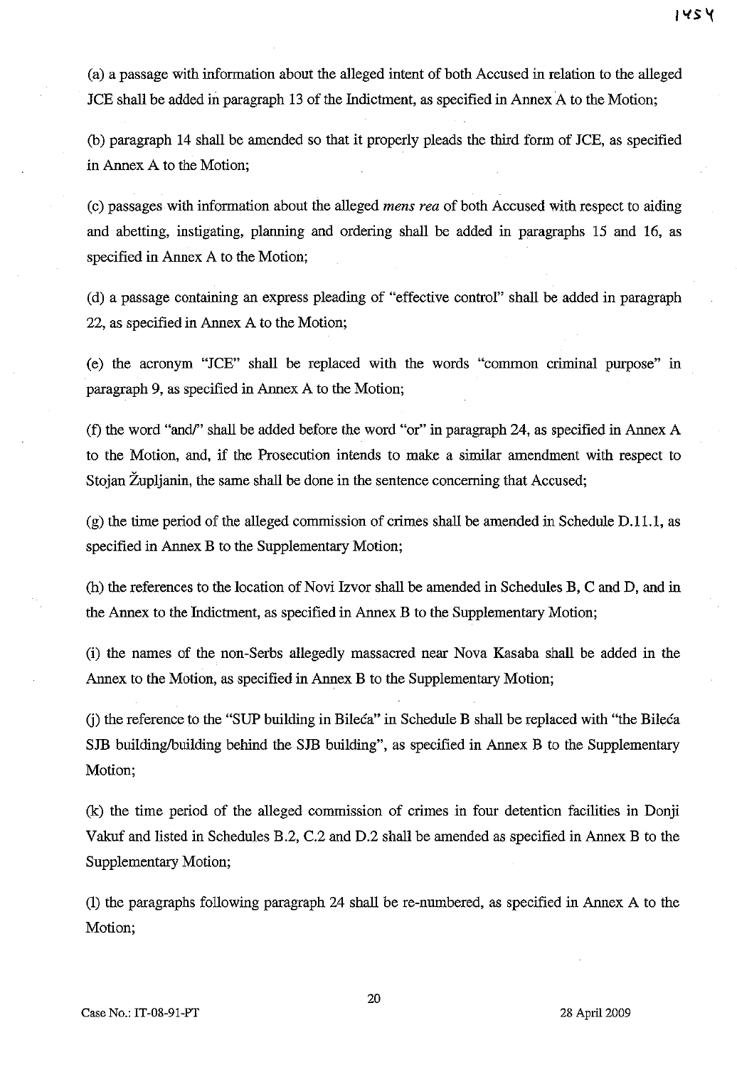(a) a passage with information about the alleged intent of both Accused in relation to the alleged JCE shall be added in paragraph 13 of the Indictment, as specified in Annex A to the Motion;

(b) paragraph 14 shall be amended so that it properly pleads the third form of JCE, as specified in Annex A to the Motion;

(c) passages with information about the alleged *mens rea* of both Accused with respect to aiding and abetting, instigating, planning and ordering shall be added in paragraphs 15 and 16, as specified in Annex A to the Motion;

(d) a passage containing an express pleading of "effective control" shall be added in paragraph 22, as specified in Annex A to the Motion;

(e) the acronym "JCE" shall be replaced with the words "common criminal purpose" in paragraph 9, as specified in Annex A to the Motion;

(f) the word "and/" shall be added before the word "or" in paragraph 24, as specified in Annex A to the Motion, and, if the Prosecution intends to make a similar amendment with respect to Stojan Župljanin, the same shall be done in the sentence concerning that Accused;

(g) the time period of the alleged commission of crimes shall be amended in Schedule D.11.1, as specified in Annex B to the Supplementary Motion;

(h) the references to the location of Novi Izvor shall be amended in Schedules B, C and D, and in the Annex to the Indictment, as specified in Annex B to the Supplementary Motion;

(i) the names of the non-Serbs allegedly massacred near Nova Kasaba shall be added in the Annex to the Motion, as specified in Annex B to the Supplementary Motion;

(j) the reference to the "SUP building in Bileća" in Schedule B shall be replaced with "the Bileća SJB building/building behind the SJB building", as specified in Annex B to the Supplementary Motion;

(k) the time period of the alleged commission of crimes in four detention facilities in Donji Vakuf and listed in Schedules B.2, C.2 and D.2 shall be amended as specified in Annex B to the Supplementary Motion;

(l) the paragraphs following paragraph 24 shall be re-numbered, as specified in Annex A to the Motion;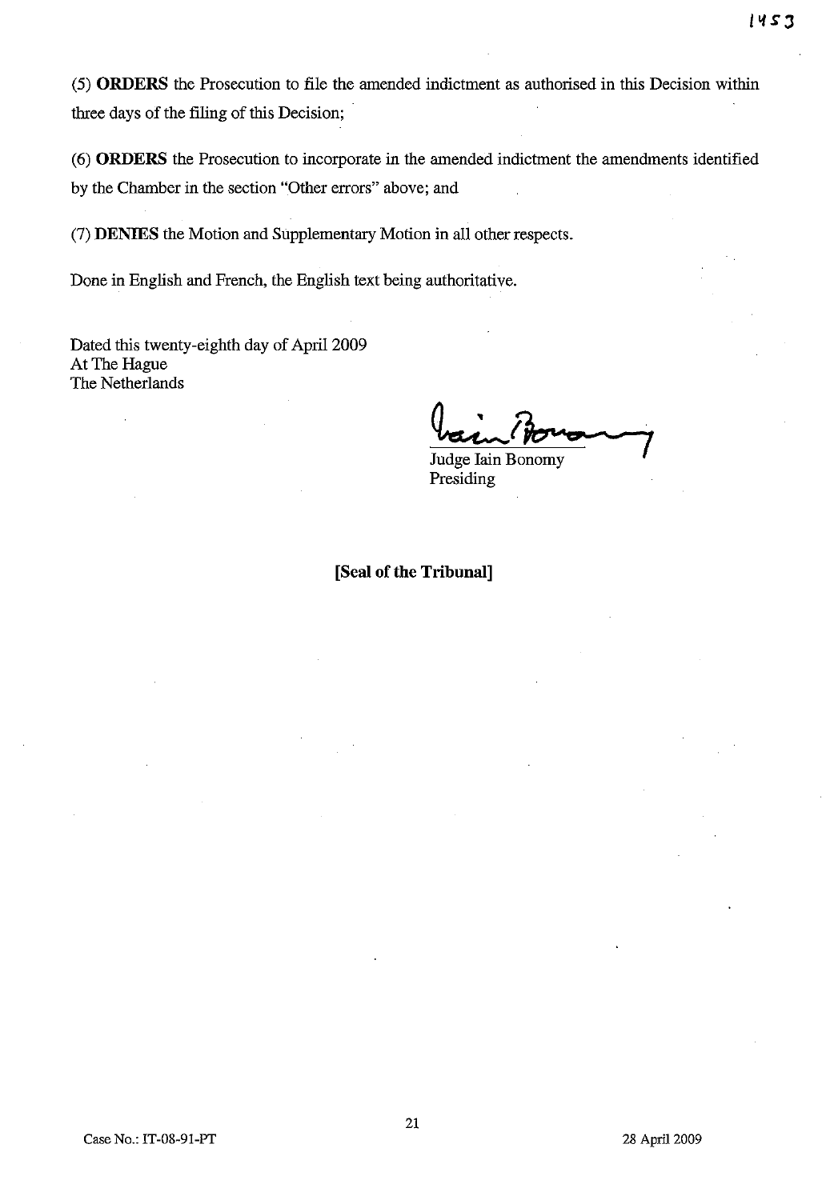(5) **ORDERS** the Prosecution to file the amended indictment as authorised in this Decision within three days of the filing of this Decision;

(6) **ORDERS** the Prosecution to incorporate in the amended indictment the amendments identified by the Chamber in the section "Other errors" above; and

(7) **DENIES** the Motion and Supplementary Motion in all other respects.

Done in English and French, the English text being authoritative.

Dated this twenty-eighth day of April 2009
At The Hague
The Netherlands

Judge Iain Bonomy
Presiding

**[Seal of the Tribunal]**